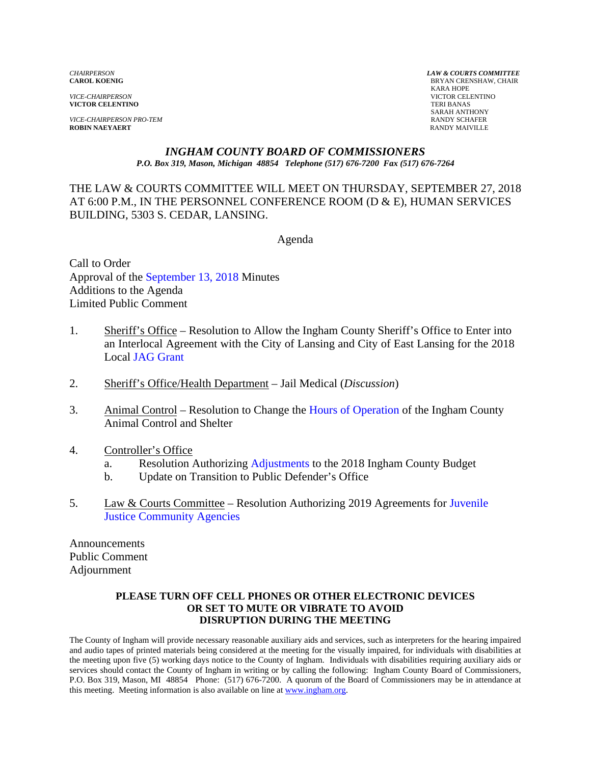*CHAIRPERSON*
**CAROL KOENIG**

*VICE-CHAIRPERSON*
**VICTOR CELENTINO**

*VICE-CHAIRPERSON PRO-TEM*
**ROBIN NAEYAERT**

***LAW & COURTS COMMITTEE***
BRYAN CRENSHAW, CHAIR
KARA HOPE
VICTOR CELENTINO
TERI BANAS
SARAH ANTHONY
RANDY SCHAFER
RANDY MAIVILLE

## *INGHAM COUNTY BOARD OF COMMISSIONERS*

***P.O. Box 319, Mason, Michigan 48854 Telephone (517) 676-7200 Fax (517) 676-7264***

THE LAW & COURTS COMMITTEE WILL MEET ON THURSDAY, SEPTEMBER 27, 2018 AT 6:00 P.M., IN THE PERSONNEL CONFERENCE ROOM (D & E), HUMAN SERVICES BUILDING, 5303 S. CEDAR, LANSING.

Agenda

Call to Order
Approval of the September 13, 2018 Minutes
Additions to the Agenda
Limited Public Comment

1. Sheriff's Office – Resolution to Allow the Ingham County Sheriff's Office to Enter into an Interlocal Agreement with the City of Lansing and City of East Lansing for the 2018 Local JAG Grant

2. Sheriff's Office/Health Department – Jail Medical (*Discussion*)

3. Animal Control – Resolution to Change the Hours of Operation of the Ingham County Animal Control and Shelter

4. Controller's Office
   a. Resolution Authorizing Adjustments to the 2018 Ingham County Budget
   b. Update on Transition to Public Defender's Office

5. Law & Courts Committee – Resolution Authorizing 2019 Agreements for Juvenile Justice Community Agencies

Announcements
Public Comment
Adjournment

**PLEASE TURN OFF CELL PHONES OR OTHER ELECTRONIC DEVICES OR SET TO MUTE OR VIBRATE TO AVOID DISRUPTION DURING THE MEETING**

The County of Ingham will provide necessary reasonable auxiliary aids and services, such as interpreters for the hearing impaired and audio tapes of printed materials being considered at the meeting for the visually impaired, for individuals with disabilities at the meeting upon five (5) working days notice to the County of Ingham. Individuals with disabilities requiring auxiliary aids or services should contact the County of Ingham in writing or by calling the following: Ingham County Board of Commissioners, P.O. Box 319, Mason, MI 48854 Phone: (517) 676-7200. A quorum of the Board of Commissioners may be in attendance at this meeting. Meeting information is also available on line at www.ingham.org.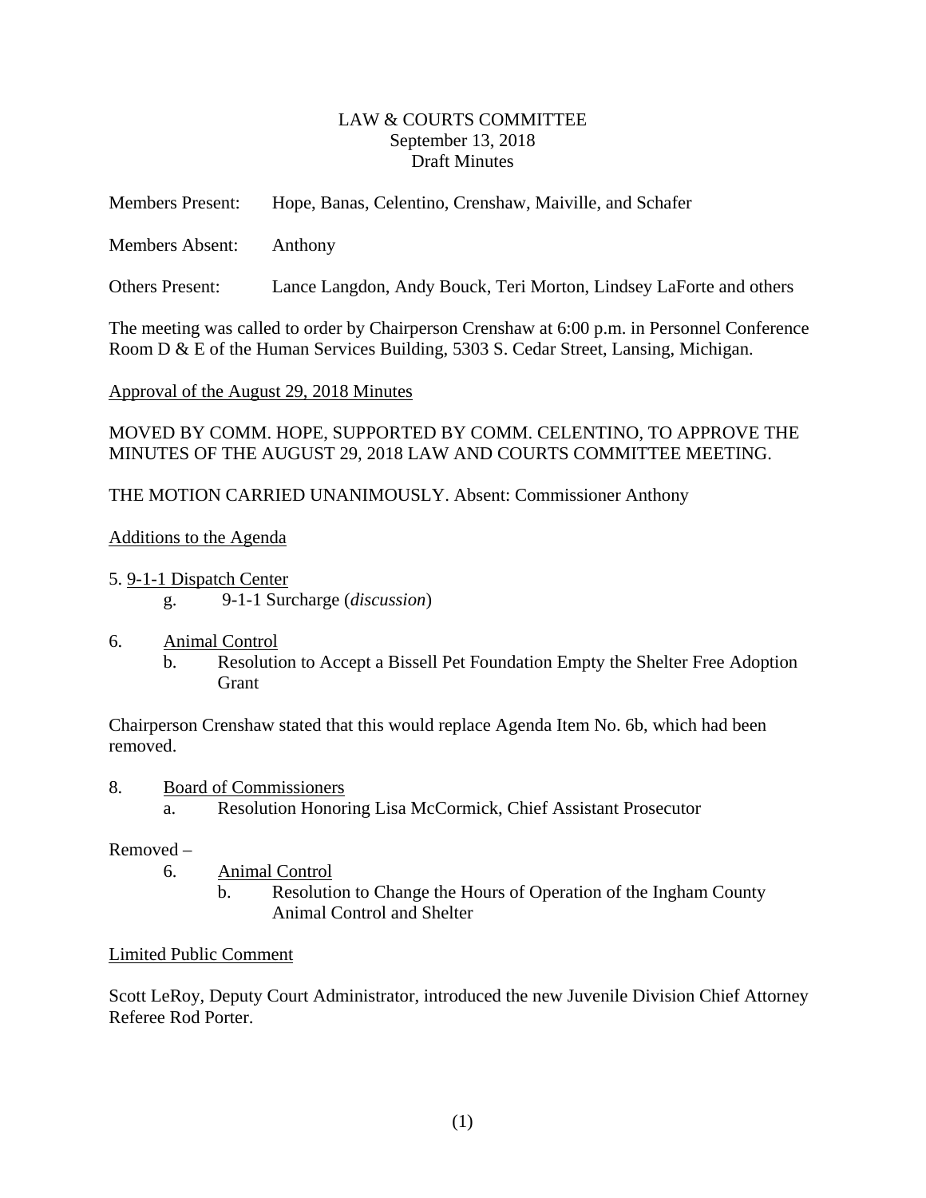LAW & COURTS COMMITTEE
September 13, 2018
Draft Minutes

Members Present: Hope, Banas, Celentino, Crenshaw, Maiville, and Schafer

Members Absent: Anthony

Others Present: Lance Langdon, Andy Bouck, Teri Morton, Lindsey LaForte and others

The meeting was called to order by Chairperson Crenshaw at 6:00 p.m. in Personnel Conference Room D & E of the Human Services Building, 5303 S. Cedar Street, Lansing, Michigan.

Approval of the August 29, 2018 Minutes

MOVED BY COMM. HOPE, SUPPORTED BY COMM. CELENTINO, TO APPROVE THE MINUTES OF THE AUGUST 29, 2018 LAW AND COURTS COMMITTEE MEETING.

THE MOTION CARRIED UNANIMOUSLY. Absent: Commissioner Anthony

Additions to the Agenda

5. 9-1-1 Dispatch Center
   - g. 9-1-1 Surcharge (*discussion*)

6. Animal Control
   - b. Resolution to Accept a Bissell Pet Foundation Empty the Shelter Free Adoption Grant

Chairperson Crenshaw stated that this would replace Agenda Item No. 6b, which had been removed.

8. Board of Commissioners
   - a. Resolution Honoring Lisa McCormick, Chief Assistant Prosecutor

Removed –

6. Animal Control
   - b. Resolution to Change the Hours of Operation of the Ingham County Animal Control and Shelter

Limited Public Comment

Scott LeRoy, Deputy Court Administrator, introduced the new Juvenile Division Chief Attorney Referee Rod Porter.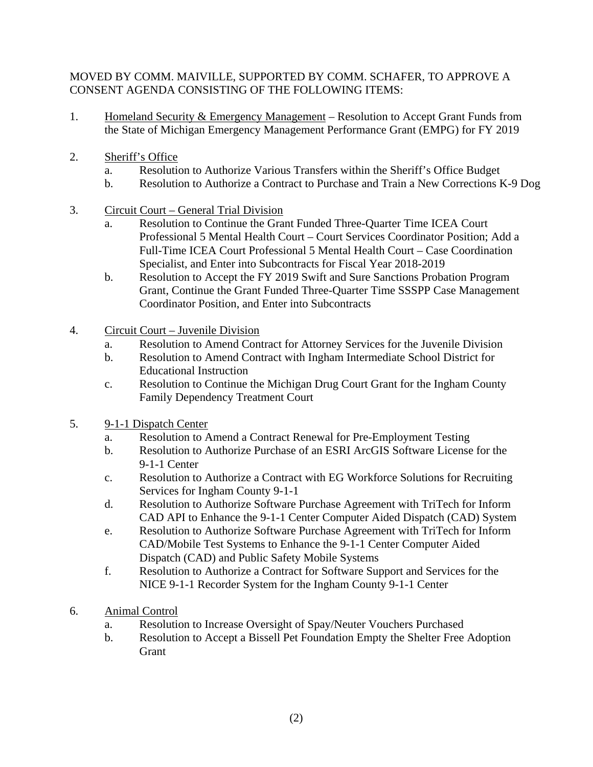MOVED BY COMM. MAIVILLE, SUPPORTED BY COMM. SCHAFER, TO APPROVE A CONSENT AGENDA CONSISTING OF THE FOLLOWING ITEMS:

1. <u>Homeland Security & Emergency Management</u> – Resolution to Accept Grant Funds from the State of Michigan Emergency Management Performance Grant (EMPG) for FY 2019

2. <u>Sheriff's Office</u>
   a. Resolution to Authorize Various Transfers within the Sheriff's Office Budget
   b. Resolution to Authorize a Contract to Purchase and Train a New Corrections K-9 Dog

3. <u>Circuit Court – General Trial Division</u>
   a. Resolution to Continue the Grant Funded Three-Quarter Time ICEA Court Professional 5 Mental Health Court – Court Services Coordinator Position; Add a Full-Time ICEA Court Professional 5 Mental Health Court – Case Coordination Specialist, and Enter into Subcontracts for Fiscal Year 2018-2019
   b. Resolution to Accept the FY 2019 Swift and Sure Sanctions Probation Program Grant, Continue the Grant Funded Three-Quarter Time SSSPP Case Management Coordinator Position, and Enter into Subcontracts

4. <u>Circuit Court – Juvenile Division</u>
   a. Resolution to Amend Contract for Attorney Services for the Juvenile Division
   b. Resolution to Amend Contract with Ingham Intermediate School District for Educational Instruction
   c. Resolution to Continue the Michigan Drug Court Grant for the Ingham County Family Dependency Treatment Court

5. <u>9-1-1 Dispatch Center</u>
   a. Resolution to Amend a Contract Renewal for Pre-Employment Testing
   b. Resolution to Authorize Purchase of an ESRI ArcGIS Software License for the 9-1-1 Center
   c. Resolution to Authorize a Contract with EG Workforce Solutions for Recruiting Services for Ingham County 9-1-1
   d. Resolution to Authorize Software Purchase Agreement with TriTech for Inform CAD API to Enhance the 9-1-1 Center Computer Aided Dispatch (CAD) System
   e. Resolution to Authorize Software Purchase Agreement with TriTech for Inform CAD/Mobile Test Systems to Enhance the 9-1-1 Center Computer Aided Dispatch (CAD) and Public Safety Mobile Systems
   f. Resolution to Authorize a Contract for Software Support and Services for the NICE 9-1-1 Recorder System for the Ingham County 9-1-1 Center

6. <u>Animal Control</u>
   a. Resolution to Increase Oversight of Spay/Neuter Vouchers Purchased
   b. Resolution to Accept a Bissell Pet Foundation Empty the Shelter Free Adoption Grant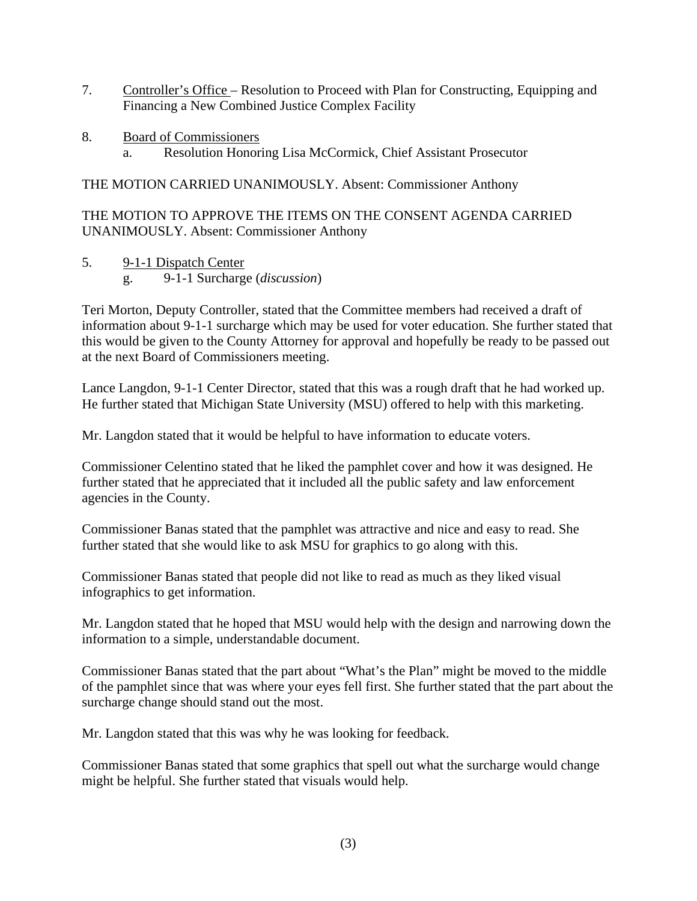7. <u>Controller's Office</u> – Resolution to Proceed with Plan for Constructing, Equipping and Financing a New Combined Justice Complex Facility

8. <u>Board of Commissioners</u>
   a. Resolution Honoring Lisa McCormick, Chief Assistant Prosecutor

THE MOTION CARRIED UNANIMOUSLY. Absent: Commissioner Anthony

THE MOTION TO APPROVE THE ITEMS ON THE CONSENT AGENDA CARRIED UNANIMOUSLY. Absent: Commissioner Anthony

5. <u>9-1-1 Dispatch Center</u>
   g. 9-1-1 Surcharge (*discussion*)

Teri Morton, Deputy Controller, stated that the Committee members had received a draft of information about 9-1-1 surcharge which may be used for voter education. She further stated that this would be given to the County Attorney for approval and hopefully be ready to be passed out at the next Board of Commissioners meeting.

Lance Langdon, 9-1-1 Center Director, stated that this was a rough draft that he had worked up. He further stated that Michigan State University (MSU) offered to help with this marketing.

Mr. Langdon stated that it would be helpful to have information to educate voters.

Commissioner Celentino stated that he liked the pamphlet cover and how it was designed. He further stated that he appreciated that it included all the public safety and law enforcement agencies in the County.

Commissioner Banas stated that the pamphlet was attractive and nice and easy to read. She further stated that she would like to ask MSU for graphics to go along with this.

Commissioner Banas stated that people did not like to read as much as they liked visual infographics to get information.

Mr. Langdon stated that he hoped that MSU would help with the design and narrowing down the information to a simple, understandable document.

Commissioner Banas stated that the part about "What's the Plan" might be moved to the middle of the pamphlet since that was where your eyes fell first. She further stated that the part about the surcharge change should stand out the most.

Mr. Langdon stated that this was why he was looking for feedback.

Commissioner Banas stated that some graphics that spell out what the surcharge would change might be helpful. She further stated that visuals would help.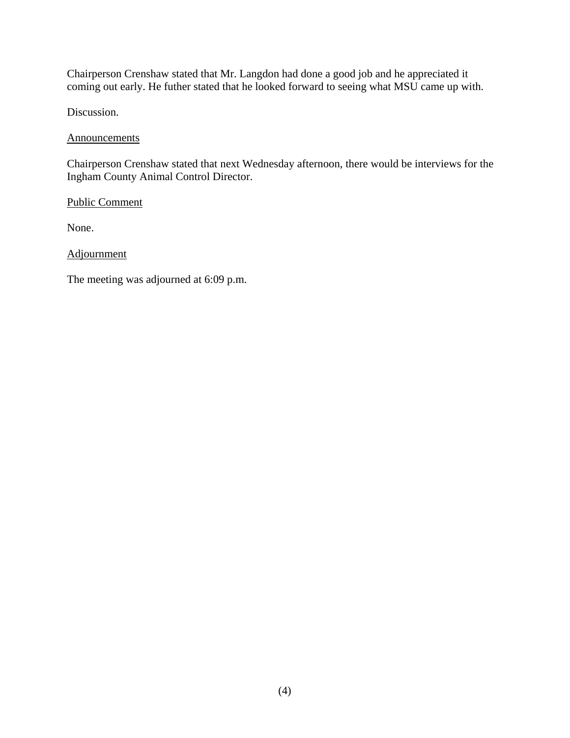Chairperson Crenshaw stated that Mr. Langdon had done a good job and he appreciated it coming out early. He futher stated that he looked forward to seeing what MSU came up with.

Discussion.

Announcements

Chairperson Crenshaw stated that next Wednesday afternoon, there would be interviews for the Ingham County Animal Control Director.

Public Comment

None.

Adjournment

The meeting was adjourned at 6:09 p.m.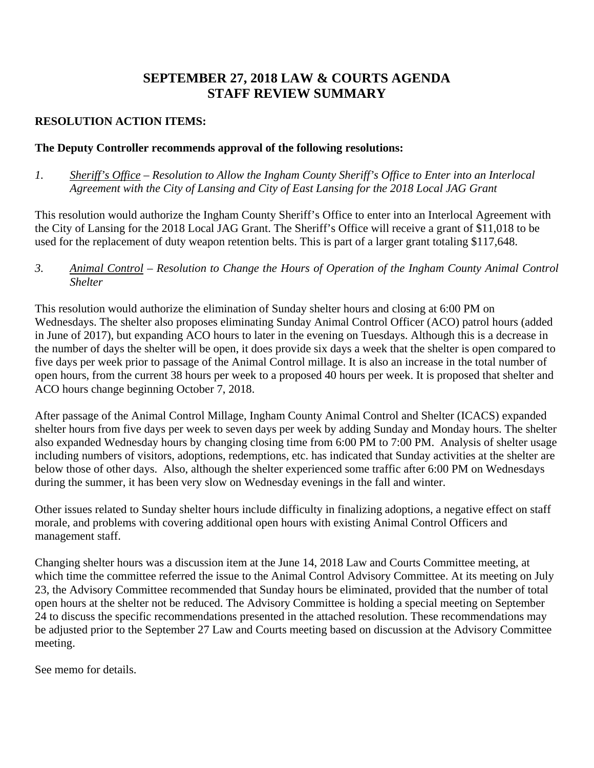# SEPTEMBER 27, 2018 LAW & COURTS AGENDA
# STAFF REVIEW SUMMARY

**RESOLUTION ACTION ITEMS:**

**The Deputy Controller recommends approval of the following resolutions:**

1. *Sheriff's Office – Resolution to Allow the Ingham County Sheriff's Office to Enter into an Interlocal Agreement with the City of Lansing and City of East Lansing for the 2018 Local JAG Grant*

This resolution would authorize the Ingham County Sheriff's Office to enter into an Interlocal Agreement with the City of Lansing for the 2018 Local JAG Grant. The Sheriff's Office will receive a grant of $11,018 to be used for the replacement of duty weapon retention belts. This is part of a larger grant totaling $117,648.

3. *Animal Control – Resolution to Change the Hours of Operation of the Ingham County Animal Control Shelter*

This resolution would authorize the elimination of Sunday shelter hours and closing at 6:00 PM on Wednesdays. The shelter also proposes eliminating Sunday Animal Control Officer (ACO) patrol hours (added in June of 2017), but expanding ACO hours to later in the evening on Tuesdays. Although this is a decrease in the number of days the shelter will be open, it does provide six days a week that the shelter is open compared to five days per week prior to passage of the Animal Control millage. It is also an increase in the total number of open hours, from the current 38 hours per week to a proposed 40 hours per week. It is proposed that shelter and ACO hours change beginning October 7, 2018.

After passage of the Animal Control Millage, Ingham County Animal Control and Shelter (ICACS) expanded shelter hours from five days per week to seven days per week by adding Sunday and Monday hours. The shelter also expanded Wednesday hours by changing closing time from 6:00 PM to 7:00 PM. Analysis of shelter usage including numbers of visitors, adoptions, redemptions, etc. has indicated that Sunday activities at the shelter are below those of other days. Also, although the shelter experienced some traffic after 6:00 PM on Wednesdays during the summer, it has been very slow on Wednesday evenings in the fall and winter.

Other issues related to Sunday shelter hours include difficulty in finalizing adoptions, a negative effect on staff morale, and problems with covering additional open hours with existing Animal Control Officers and management staff.

Changing shelter hours was a discussion item at the June 14, 2018 Law and Courts Committee meeting, at which time the committee referred the issue to the Animal Control Advisory Committee. At its meeting on July 23, the Advisory Committee recommended that Sunday hours be eliminated, provided that the number of total open hours at the shelter not be reduced. The Advisory Committee is holding a special meeting on September 24 to discuss the specific recommendations presented in the attached resolution. These recommendations may be adjusted prior to the September 27 Law and Courts meeting based on discussion at the Advisory Committee meeting.

See memo for details.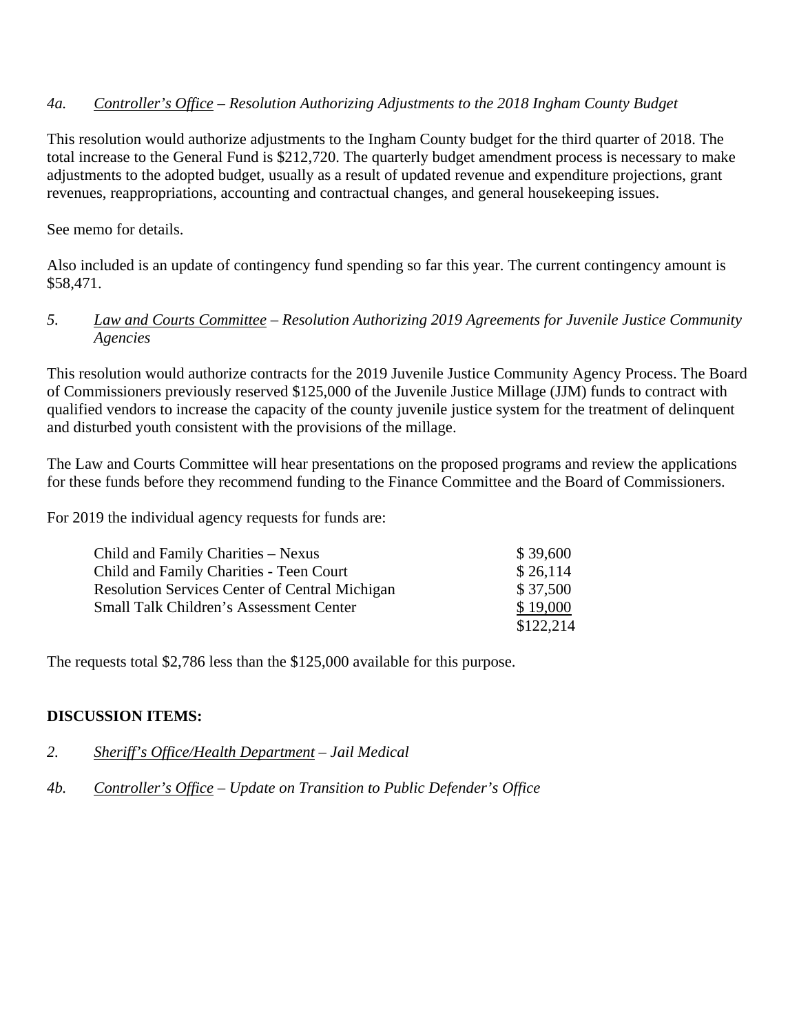*4a.* *Controller's Office – Resolution Authorizing Adjustments to the 2018 Ingham County Budget*

This resolution would authorize adjustments to the Ingham County budget for the third quarter of 2018. The total increase to the General Fund is $212,720. The quarterly budget amendment process is necessary to make adjustments to the adopted budget, usually as a result of updated revenue and expenditure projections, grant revenues, reappropriations, accounting and contractual changes, and general housekeeping issues.

See memo for details.

Also included is an update of contingency fund spending so far this year. The current contingency amount is $58,471.

*5.* *Law and Courts Committee – Resolution Authorizing 2019 Agreements for Juvenile Justice Community Agencies*

This resolution would authorize contracts for the 2019 Juvenile Justice Community Agency Process. The Board of Commissioners previously reserved $125,000 of the Juvenile Justice Millage (JJM) funds to contract with qualified vendors to increase the capacity of the county juvenile justice system for the treatment of delinquent and disturbed youth consistent with the provisions of the millage.

The Law and Courts Committee will hear presentations on the proposed programs and review the applications for these funds before they recommend funding to the Finance Committee and the Board of Commissioners.

For 2019 the individual agency requests for funds are:

| Agency | Amount |
|---|---|
| Child and Family Charities – Nexus | $ 39,600 |
| Child and Family Charities - Teen Court | $ 26,114 |
| Resolution Services Center of Central Michigan | $ 37,500 |
| Small Talk Children's Assessment Center | $ 19,000 |
| | $122,214 |

The requests total $2,786 less than the $125,000 available for this purpose.

**DISCUSSION ITEMS:**

*2.* *Sheriff's Office/Health Department – Jail Medical*

*4b.* *Controller's Office – Update on Transition to Public Defender's Office*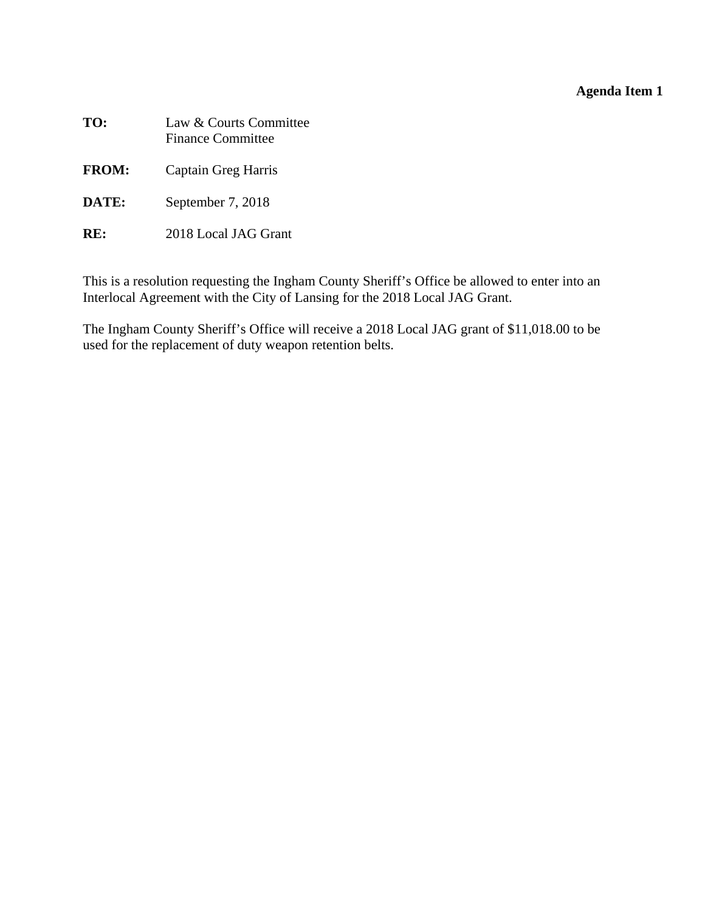**Agenda Item 1**

**TO:** Law & Courts Committee
Finance Committee

**FROM:** Captain Greg Harris

**DATE:** September 7, 2018

**RE:** 2018 Local JAG Grant

This is a resolution requesting the Ingham County Sheriff's Office be allowed to enter into an Interlocal Agreement with the City of Lansing for the 2018 Local JAG Grant.

The Ingham County Sheriff's Office will receive a 2018 Local JAG grant of $11,018.00 to be used for the replacement of duty weapon retention belts.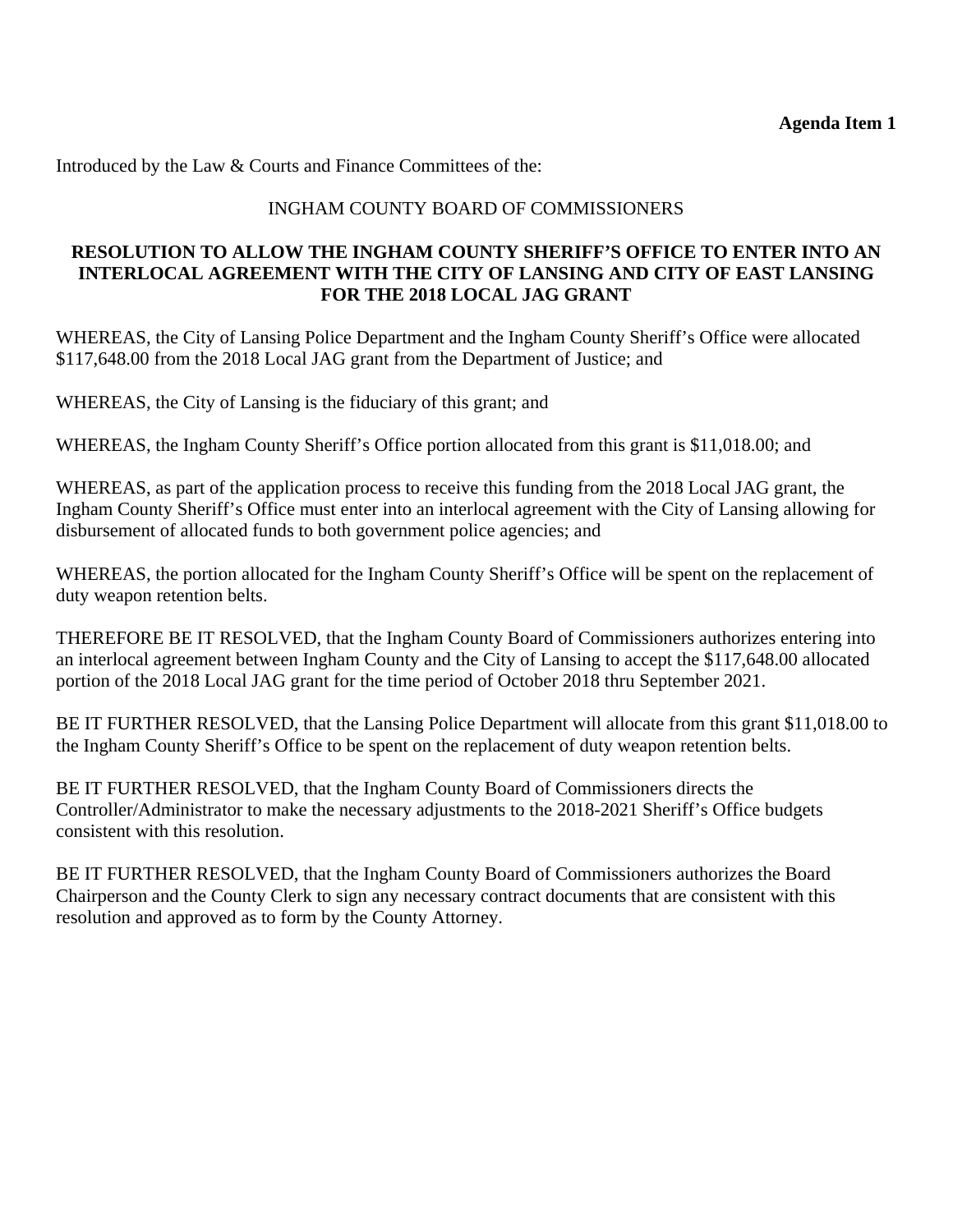**Agenda Item 1**

Introduced by the Law & Courts and Finance Committees of the:

INGHAM COUNTY BOARD OF COMMISSIONERS

**RESOLUTION TO ALLOW THE INGHAM COUNTY SHERIFF'S OFFICE TO ENTER INTO AN INTERLOCAL AGREEMENT WITH THE CITY OF LANSING AND CITY OF EAST LANSING FOR THE 2018 LOCAL JAG GRANT**

WHEREAS, the City of Lansing Police Department and the Ingham County Sheriff's Office were allocated $117,648.00 from the 2018 Local JAG grant from the Department of Justice; and

WHEREAS, the City of Lansing is the fiduciary of this grant; and

WHEREAS, the Ingham County Sheriff's Office portion allocated from this grant is $11,018.00; and

WHEREAS, as part of the application process to receive this funding from the 2018 Local JAG grant, the Ingham County Sheriff's Office must enter into an interlocal agreement with the City of Lansing allowing for disbursement of allocated funds to both government police agencies; and

WHEREAS, the portion allocated for the Ingham County Sheriff's Office will be spent on the replacement of duty weapon retention belts.

THEREFORE BE IT RESOLVED, that the Ingham County Board of Commissioners authorizes entering into an interlocal agreement between Ingham County and the City of Lansing to accept the $117,648.00 allocated portion of the 2018 Local JAG grant for the time period of October 2018 thru September 2021.

BE IT FURTHER RESOLVED, that the Lansing Police Department will allocate from this grant $11,018.00 to the Ingham County Sheriff's Office to be spent on the replacement of duty weapon retention belts.

BE IT FURTHER RESOLVED, that the Ingham County Board of Commissioners directs the Controller/Administrator to make the necessary adjustments to the 2018-2021 Sheriff's Office budgets consistent with this resolution.

BE IT FURTHER RESOLVED, that the Ingham County Board of Commissioners authorizes the Board Chairperson and the County Clerk to sign any necessary contract documents that are consistent with this resolution and approved as to form by the County Attorney.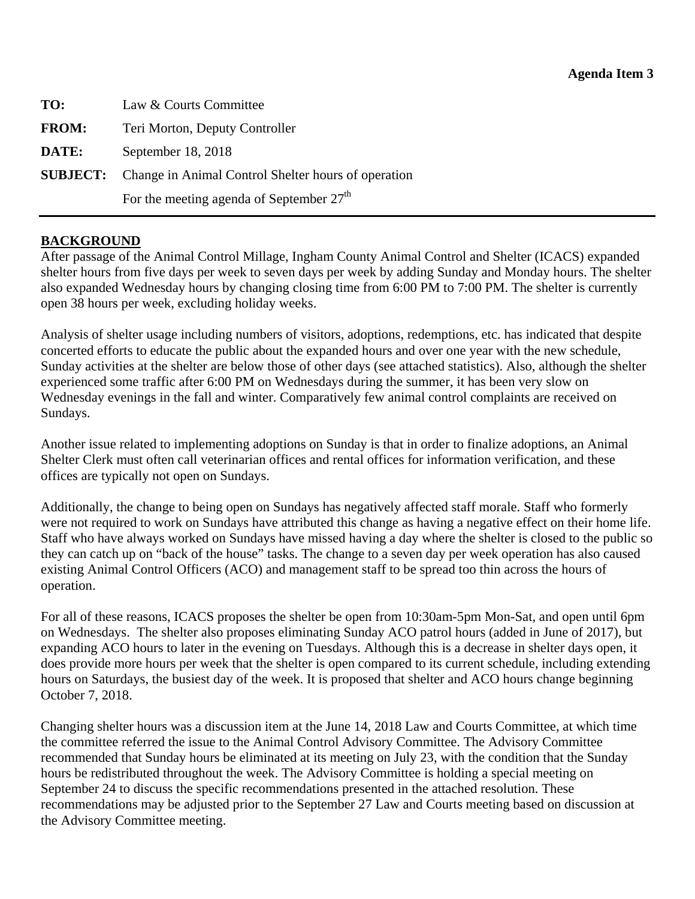**Agenda Item 3**

**TO:** Law & Courts Committee

**FROM:** Teri Morton, Deputy Controller

**DATE:** September 18, 2018

**SUBJECT:** Change in Animal Control Shelter hours of operation
For the meeting agenda of September 27th

---

## BACKGROUND

After passage of the Animal Control Millage, Ingham County Animal Control and Shelter (ICACS) expanded shelter hours from five days per week to seven days per week by adding Sunday and Monday hours. The shelter also expanded Wednesday hours by changing closing time from 6:00 PM to 7:00 PM. The shelter is currently open 38 hours per week, excluding holiday weeks.

Analysis of shelter usage including numbers of visitors, adoptions, redemptions, etc. has indicated that despite concerted efforts to educate the public about the expanded hours and over one year with the new schedule, Sunday activities at the shelter are below those of other days (see attached statistics). Also, although the shelter experienced some traffic after 6:00 PM on Wednesdays during the summer, it has been very slow on Wednesday evenings in the fall and winter. Comparatively few animal control complaints are received on Sundays.

Another issue related to implementing adoptions on Sunday is that in order to finalize adoptions, an Animal Shelter Clerk must often call veterinarian offices and rental offices for information verification, and these offices are typically not open on Sundays.

Additionally, the change to being open on Sundays has negatively affected staff morale. Staff who formerly were not required to work on Sundays have attributed this change as having a negative effect on their home life. Staff who have always worked on Sundays have missed having a day where the shelter is closed to the public so they can catch up on "back of the house" tasks. The change to a seven day per week operation has also caused existing Animal Control Officers (ACO) and management staff to be spread too thin across the hours of operation.

For all of these reasons, ICACS proposes the shelter be open from 10:30am-5pm Mon-Sat, and open until 6pm on Wednesdays. The shelter also proposes eliminating Sunday ACO patrol hours (added in June of 2017), but expanding ACO hours to later in the evening on Tuesdays. Although this is a decrease in shelter days open, it does provide more hours per week that the shelter is open compared to its current schedule, including extending hours on Saturdays, the busiest day of the week. It is proposed that shelter and ACO hours change beginning October 7, 2018.

Changing shelter hours was a discussion item at the June 14, 2018 Law and Courts Committee, at which time the committee referred the issue to the Animal Control Advisory Committee. The Advisory Committee recommended that Sunday hours be eliminated at its meeting on July 23, with the condition that the Sunday hours be redistributed throughout the week. The Advisory Committee is holding a special meeting on September 24 to discuss the specific recommendations presented in the attached resolution. These recommendations may be adjusted prior to the September 27 Law and Courts meeting based on discussion at the Advisory Committee meeting.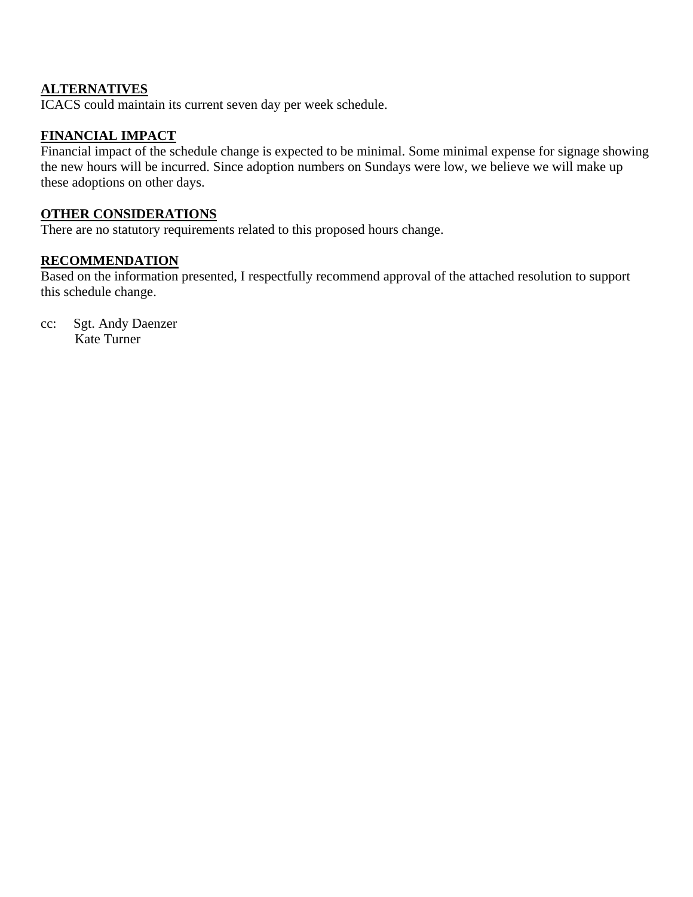**ALTERNATIVES**

ICACS could maintain its current seven day per week schedule.

**FINANCIAL IMPACT**

Financial impact of the schedule change is expected to be minimal. Some minimal expense for signage showing the new hours will be incurred. Since adoption numbers on Sundays were low, we believe we will make up these adoptions on other days.

**OTHER CONSIDERATIONS**

There are no statutory requirements related to this proposed hours change.

**RECOMMENDATION**

Based on the information presented, I respectfully recommend approval of the attached resolution to support this schedule change.

cc: Sgt. Andy Daenzer
Kate Turner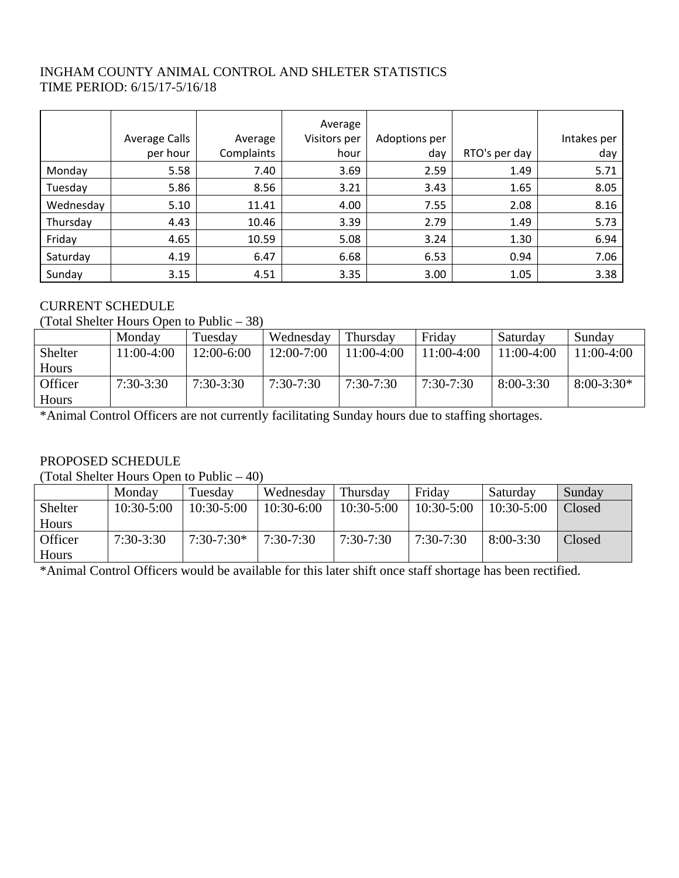INGHAM COUNTY ANIMAL CONTROL AND SHLETER STATISTICS
TIME PERIOD: 6/15/17-5/16/18

| | Average Calls per hour | Average Complaints | Average Visitors per hour | Adoptions per day | RTO's per day | Intakes per day |
|---|---|---|---|---|---|---|
| Monday | 5.58 | 7.40 | 3.69 | 2.59 | 1.49 | 5.71 |
| Tuesday | 5.86 | 8.56 | 3.21 | 3.43 | 1.65 | 8.05 |
| Wednesday | 5.10 | 11.41 | 4.00 | 7.55 | 2.08 | 8.16 |
| Thursday | 4.43 | 10.46 | 3.39 | 2.79 | 1.49 | 5.73 |
| Friday | 4.65 | 10.59 | 5.08 | 3.24 | 1.30 | 6.94 |
| Saturday | 4.19 | 6.47 | 6.68 | 6.53 | 0.94 | 7.06 |
| Sunday | 3.15 | 4.51 | 3.35 | 3.00 | 1.05 | 3.38 |

CURRENT SCHEDULE
(Total Shelter Hours Open to Public – 38)

| | Monday | Tuesday | Wednesday | Thursday | Friday | Saturday | Sunday |
|---|---|---|---|---|---|---|---|
| Shelter Hours | 11:00-4:00 | 12:00-6:00 | 12:00-7:00 | 11:00-4:00 | 11:00-4:00 | 11:00-4:00 | 11:00-4:00 |
| Officer Hours | 7:30-3:30 | 7:30-3:30 | 7:30-7:30 | 7:30-7:30 | 7:30-7:30 | 8:00-3:30 | 8:00-3:30* |

*Animal Control Officers are not currently facilitating Sunday hours due to staffing shortages.

PROPOSED SCHEDULE
(Total Shelter Hours Open to Public – 40)

| | Monday | Tuesday | Wednesday | Thursday | Friday | Saturday | Sunday |
|---|---|---|---|---|---|---|---|
| Shelter Hours | 10:30-5:00 | 10:30-5:00 | 10:30-6:00 | 10:30-5:00 | 10:30-5:00 | 10:30-5:00 | Closed |
| Officer Hours | 7:30-3:30 | 7:30-7:30* | 7:30-7:30 | 7:30-7:30 | 7:30-7:30 | 8:00-3:30 | Closed |

*Animal Control Officers would be available for this later shift once staff shortage has been rectified.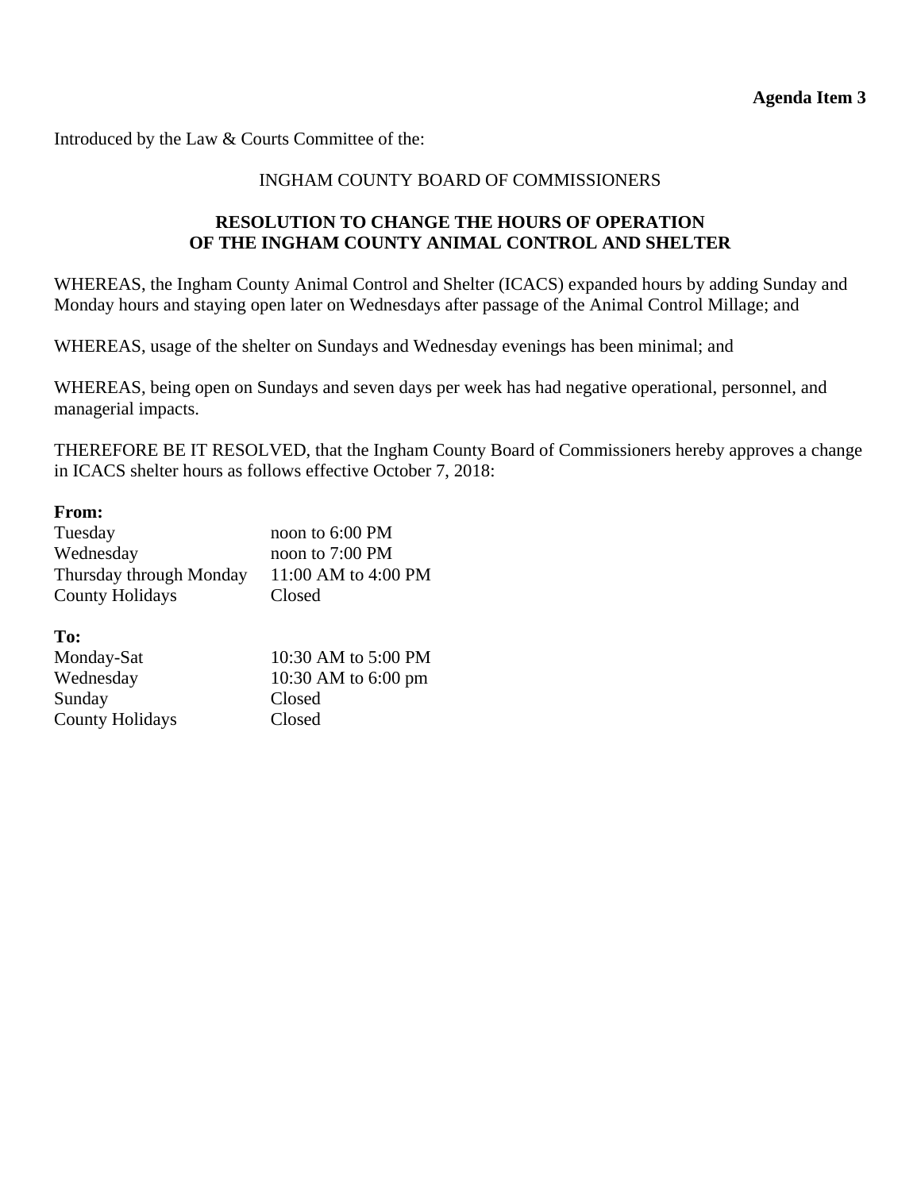**Agenda Item 3**

Introduced by the Law & Courts Committee of the:

INGHAM COUNTY BOARD OF COMMISSIONERS

## RESOLUTION TO CHANGE THE HOURS OF OPERATION OF THE INGHAM COUNTY ANIMAL CONTROL AND SHELTER

WHEREAS, the Ingham County Animal Control and Shelter (ICACS) expanded hours by adding Sunday and Monday hours and staying open later on Wednesdays after passage of the Animal Control Millage; and

WHEREAS, usage of the shelter on Sundays and Wednesday evenings has been minimal; and

WHEREAS, being open on Sundays and seven days per week has had negative operational, personnel, and managerial impacts.

THEREFORE BE IT RESOLVED, that the Ingham County Board of Commissioners hereby approves a change in ICACS shelter hours as follows effective October 7, 2018:

**From:**

| | |
|---|---|
| Tuesday | noon to 6:00 PM |
| Wednesday | noon to 7:00 PM |
| Thursday through Monday | 11:00 AM to 4:00 PM |
| County Holidays | Closed |

**To:**

| | |
|---|---|
| Monday-Sat | 10:30 AM to 5:00 PM |
| Wednesday | 10:30 AM to 6:00 pm |
| Sunday | Closed |
| County Holidays | Closed |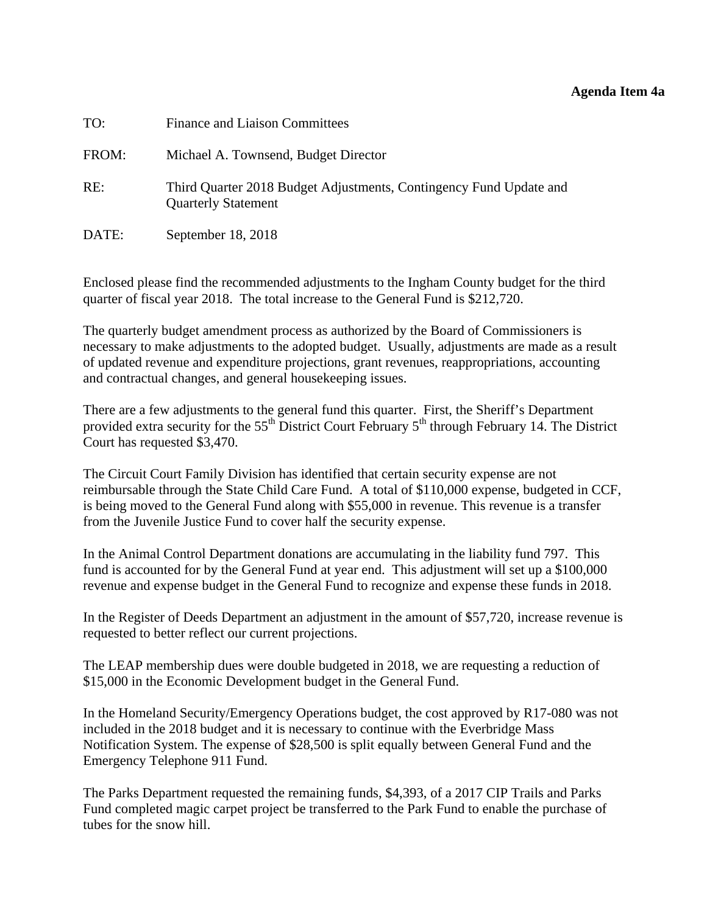**Agenda Item 4a**

TO: Finance and Liaison Committees

FROM: Michael A. Townsend, Budget Director

RE: Third Quarter 2018 Budget Adjustments, Contingency Fund Update and Quarterly Statement

DATE: September 18, 2018

Enclosed please find the recommended adjustments to the Ingham County budget for the third quarter of fiscal year 2018. The total increase to the General Fund is $212,720.

The quarterly budget amendment process as authorized by the Board of Commissioners is necessary to make adjustments to the adopted budget. Usually, adjustments are made as a result of updated revenue and expenditure projections, grant revenues, reappropriations, accounting and contractual changes, and general housekeeping issues.

There are a few adjustments to the general fund this quarter. First, the Sheriff's Department provided extra security for the 55th District Court February 5th through February 14. The District Court has requested $3,470.

The Circuit Court Family Division has identified that certain security expense are not reimbursable through the State Child Care Fund. A total of $110,000 expense, budgeted in CCF, is being moved to the General Fund along with $55,000 in revenue. This revenue is a transfer from the Juvenile Justice Fund to cover half the security expense.

In the Animal Control Department donations are accumulating in the liability fund 797. This fund is accounted for by the General Fund at year end. This adjustment will set up a $100,000 revenue and expense budget in the General Fund to recognize and expense these funds in 2018.

In the Register of Deeds Department an adjustment in the amount of $57,720, increase revenue is requested to better reflect our current projections.

The LEAP membership dues were double budgeted in 2018, we are requesting a reduction of $15,000 in the Economic Development budget in the General Fund.

In the Homeland Security/Emergency Operations budget, the cost approved by R17-080 was not included in the 2018 budget and it is necessary to continue with the Everbridge Mass Notification System. The expense of $28,500 is split equally between General Fund and the Emergency Telephone 911 Fund.

The Parks Department requested the remaining funds, $4,393, of a 2017 CIP Trails and Parks Fund completed magic carpet project be transferred to the Park Fund to enable the purchase of tubes for the snow hill.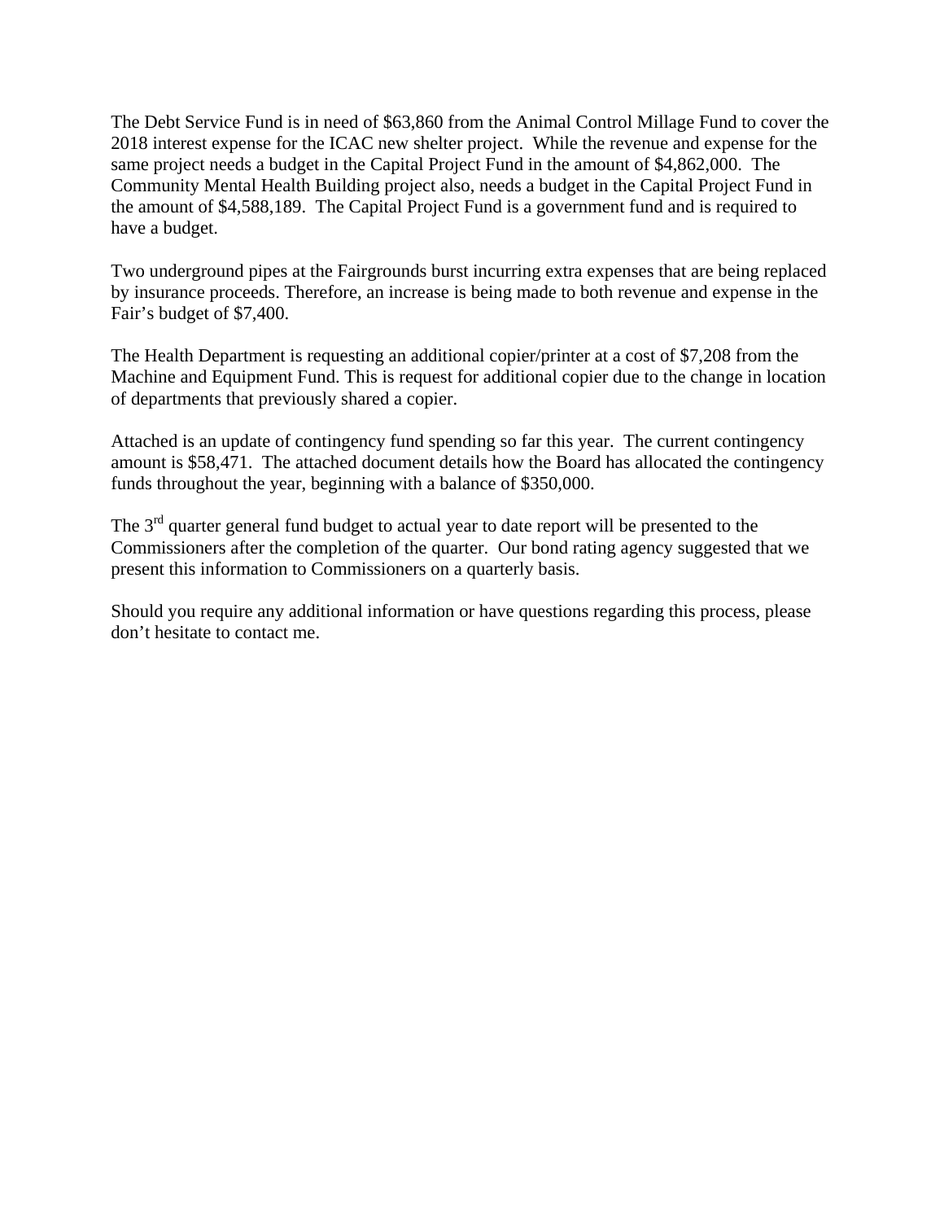The Debt Service Fund is in need of $63,860 from the Animal Control Millage Fund to cover the 2018 interest expense for the ICAC new shelter project. While the revenue and expense for the same project needs a budget in the Capital Project Fund in the amount of $4,862,000. The Community Mental Health Building project also, needs a budget in the Capital Project Fund in the amount of $4,588,189. The Capital Project Fund is a government fund and is required to have a budget.

Two underground pipes at the Fairgrounds burst incurring extra expenses that are being replaced by insurance proceeds. Therefore, an increase is being made to both revenue and expense in the Fair's budget of $7,400.

The Health Department is requesting an additional copier/printer at a cost of $7,208 from the Machine and Equipment Fund. This is request for additional copier due to the change in location of departments that previously shared a copier.

Attached is an update of contingency fund spending so far this year. The current contingency amount is $58,471. The attached document details how the Board has allocated the contingency funds throughout the year, beginning with a balance of $350,000.

The 3rd quarter general fund budget to actual year to date report will be presented to the Commissioners after the completion of the quarter. Our bond rating agency suggested that we present this information to Commissioners on a quarterly basis.

Should you require any additional information or have questions regarding this process, please don't hesitate to contact me.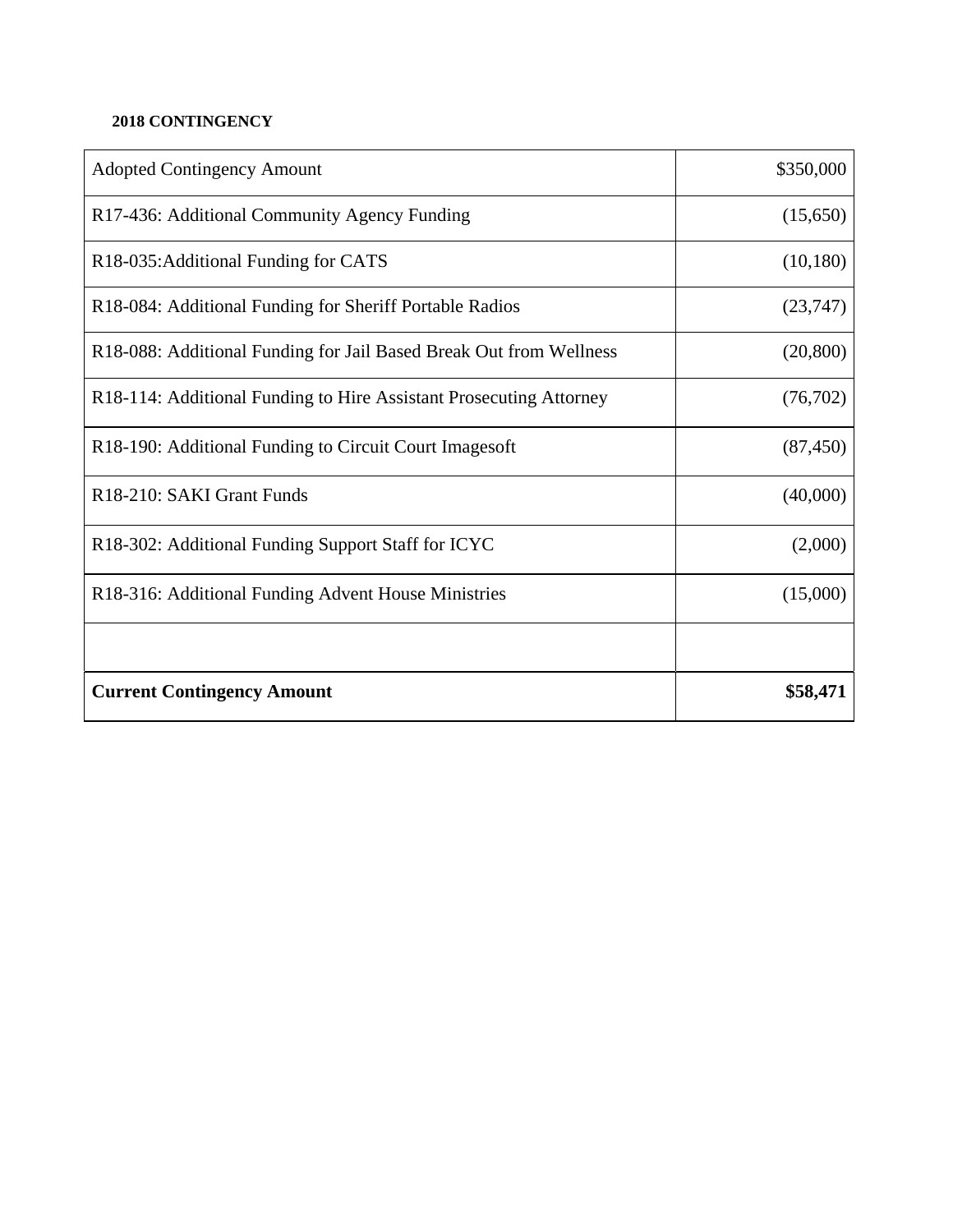**2018 CONTINGENCY**

| | |
|---|---:|
| Adopted Contingency Amount | $350,000 |
| R17-436: Additional Community Agency Funding | (15,650) |
| R18-035:Additional Funding for CATS | (10,180) |
| R18-084: Additional Funding for Sheriff Portable Radios | (23,747) |
| R18-088: Additional Funding for Jail Based Break Out from Wellness | (20,800) |
| R18-114: Additional Funding to Hire Assistant Prosecuting Attorney | (76,702) |
| R18-190: Additional Funding to Circuit Court Imagesoft | (87,450) |
| R18-210: SAKI Grant Funds | (40,000) |
| R18-302: Additional Funding Support Staff for ICYC | (2,000) |
| R18-316: Additional Funding Advent House Ministries | (15,000) |
| | |
| **Current Contingency Amount** | **$58,471** |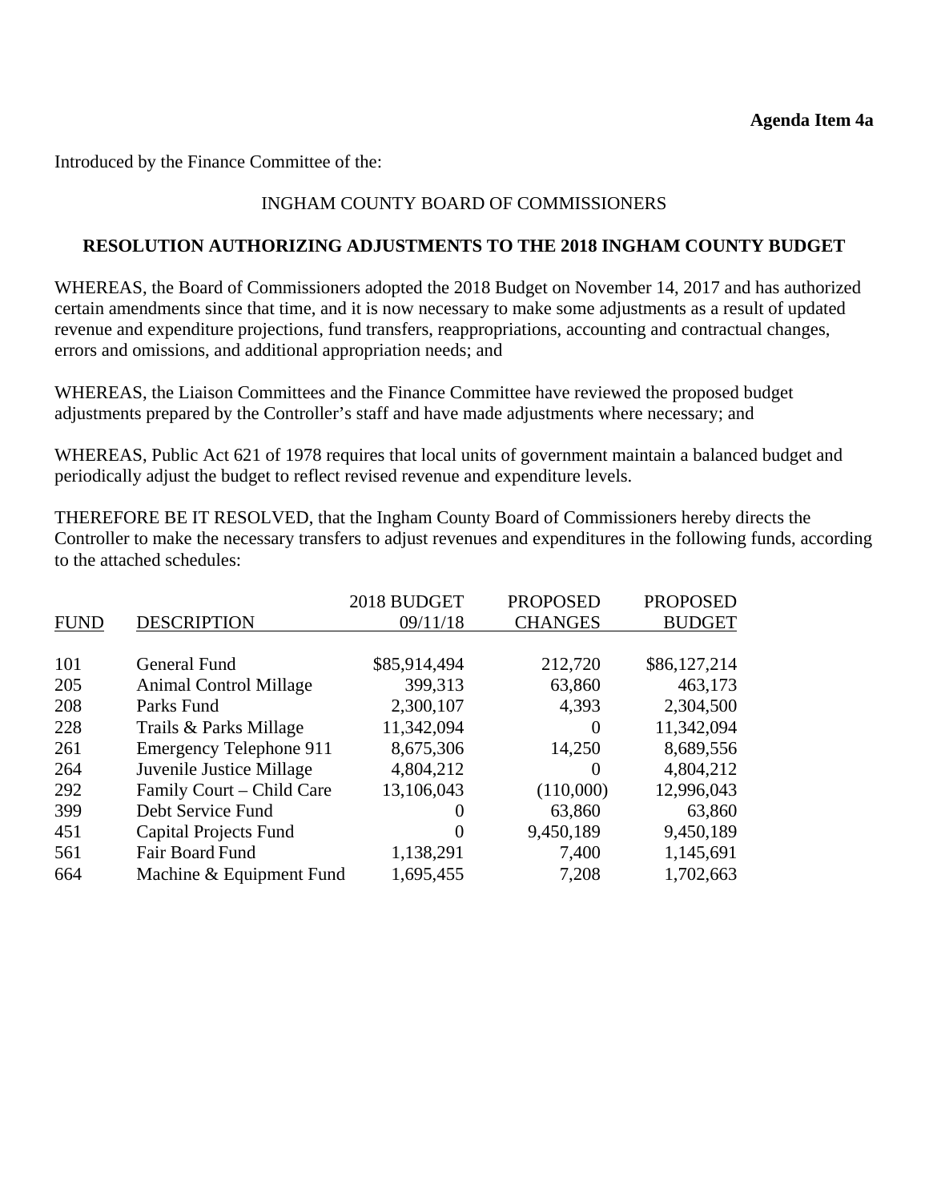**Agenda Item 4a**

Introduced by the Finance Committee of the:

INGHAM COUNTY BOARD OF COMMISSIONERS

**RESOLUTION AUTHORIZING ADJUSTMENTS TO THE 2018 INGHAM COUNTY BUDGET**

WHEREAS, the Board of Commissioners adopted the 2018 Budget on November 14, 2017 and has authorized certain amendments since that time, and it is now necessary to make some adjustments as a result of updated revenue and expenditure projections, fund transfers, reappropriations, accounting and contractual changes, errors and omissions, and additional appropriation needs; and

WHEREAS, the Liaison Committees and the Finance Committee have reviewed the proposed budget adjustments prepared by the Controller's staff and have made adjustments where necessary; and

WHEREAS, Public Act 621 of 1978 requires that local units of government maintain a balanced budget and periodically adjust the budget to reflect revised revenue and expenditure levels.

THEREFORE BE IT RESOLVED, that the Ingham County Board of Commissioners hereby directs the Controller to make the necessary transfers to adjust revenues and expenditures in the following funds, according to the attached schedules:

| FUND | DESCRIPTION | 2018 BUDGET 09/11/18 | PROPOSED CHANGES | PROPOSED BUDGET |
|---|---|---|---|---|
| 101 | General Fund | $85,914,494 | 212,720 | $86,127,214 |
| 205 | Animal Control Millage | 399,313 | 63,860 | 463,173 |
| 208 | Parks Fund | 2,300,107 | 4,393 | 2,304,500 |
| 228 | Trails & Parks Millage | 11,342,094 | 0 | 11,342,094 |
| 261 | Emergency Telephone 911 | 8,675,306 | 14,250 | 8,689,556 |
| 264 | Juvenile Justice Millage | 4,804,212 | 0 | 4,804,212 |
| 292 | Family Court – Child Care | 13,106,043 | (110,000) | 12,996,043 |
| 399 | Debt Service Fund | 0 | 63,860 | 63,860 |
| 451 | Capital Projects Fund | 0 | 9,450,189 | 9,450,189 |
| 561 | Fair Board Fund | 1,138,291 | 7,400 | 1,145,691 |
| 664 | Machine & Equipment Fund | 1,695,455 | 7,208 | 1,702,663 |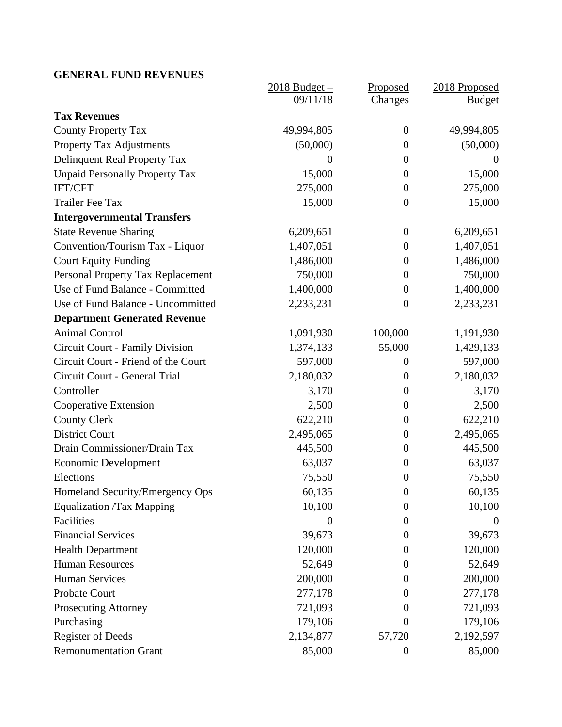**GENERAL FUND REVENUES**

| | 2018 Budget – 09/11/18 | Proposed Changes | 2018 Proposed Budget |
|---|---|---|---|
| **Tax Revenues** | | | |
| County Property Tax | 49,994,805 | 0 | 49,994,805 |
| Property Tax Adjustments | (50,000) | 0 | (50,000) |
| Delinquent Real Property Tax | 0 | 0 | 0 |
| Unpaid Personally Property Tax | 15,000 | 0 | 15,000 |
| IFT/CFT | 275,000 | 0 | 275,000 |
| Trailer Fee Tax | 15,000 | 0 | 15,000 |
| **Intergovernmental Transfers** | | | |
| State Revenue Sharing | 6,209,651 | 0 | 6,209,651 |
| Convention/Tourism Tax - Liquor | 1,407,051 | 0 | 1,407,051 |
| Court Equity Funding | 1,486,000 | 0 | 1,486,000 |
| Personal Property Tax Replacement | 750,000 | 0 | 750,000 |
| Use of Fund Balance - Committed | 1,400,000 | 0 | 1,400,000 |
| Use of Fund Balance - Uncommitted | 2,233,231 | 0 | 2,233,231 |
| **Department Generated Revenue** | | | |
| Animal Control | 1,091,930 | 100,000 | 1,191,930 |
| Circuit Court - Family Division | 1,374,133 | 55,000 | 1,429,133 |
| Circuit Court - Friend of the Court | 597,000 | 0 | 597,000 |
| Circuit Court - General Trial | 2,180,032 | 0 | 2,180,032 |
| Controller | 3,170 | 0 | 3,170 |
| Cooperative Extension | 2,500 | 0 | 2,500 |
| County Clerk | 622,210 | 0 | 622,210 |
| District Court | 2,495,065 | 0 | 2,495,065 |
| Drain Commissioner/Drain Tax | 445,500 | 0 | 445,500 |
| Economic Development | 63,037 | 0 | 63,037 |
| Elections | 75,550 | 0 | 75,550 |
| Homeland Security/Emergency Ops | 60,135 | 0 | 60,135 |
| Equalization /Tax Mapping | 10,100 | 0 | 10,100 |
| Facilities | 0 | 0 | 0 |
| Financial Services | 39,673 | 0 | 39,673 |
| Health Department | 120,000 | 0 | 120,000 |
| Human Resources | 52,649 | 0 | 52,649 |
| Human Services | 200,000 | 0 | 200,000 |
| Probate Court | 277,178 | 0 | 277,178 |
| Prosecuting Attorney | 721,093 | 0 | 721,093 |
| Purchasing | 179,106 | 0 | 179,106 |
| Register of Deeds | 2,134,877 | 57,720 | 2,192,597 |
| Remonumentation Grant | 85,000 | 0 | 85,000 |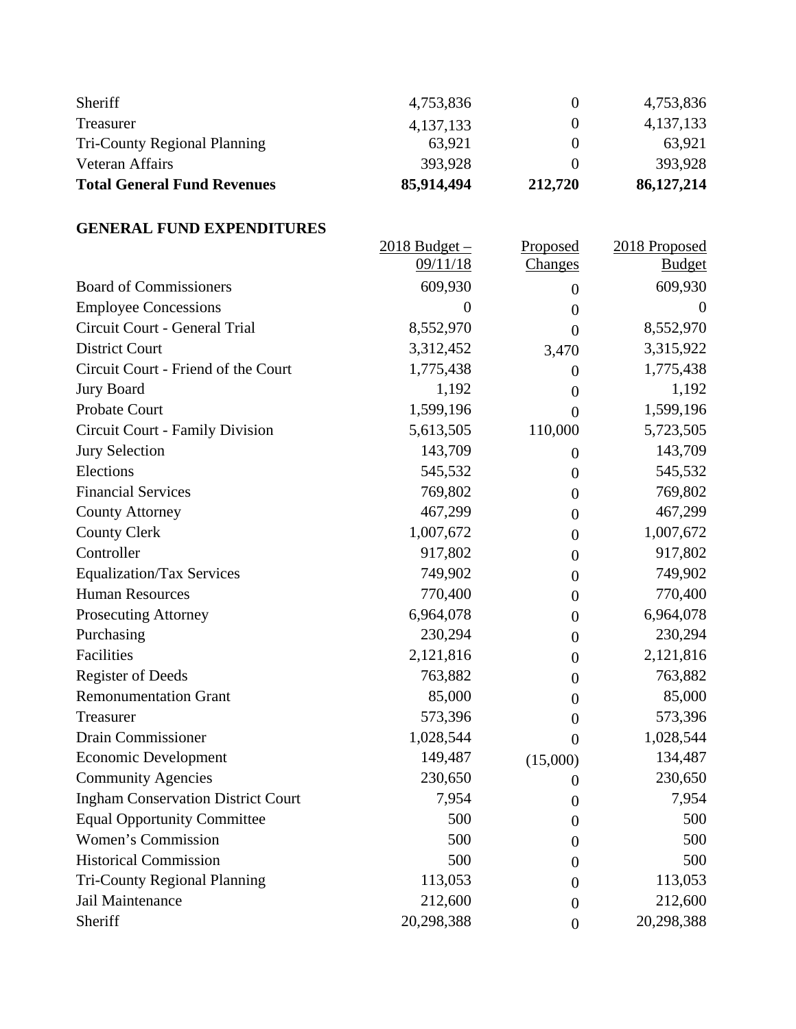| | | | |
|---|---|---|---|
| Sheriff | 4,753,836 | 0 | 4,753,836 |
| Treasurer | 4,137,133 | 0 | 4,137,133 |
| Tri-County Regional Planning | 63,921 | 0 | 63,921 |
| Veteran Affairs | 393,928 | 0 | 393,928 |
| **Total General Fund Revenues** | **85,914,494** | **212,720** | **86,127,214** |

**GENERAL FUND EXPENDITURES**

| | 2018 Budget – 09/11/18 | Proposed Changes | 2018 Proposed Budget |
|---|---|---|---|
| Board of Commissioners | 609,930 | 0 | 609,930 |
| Employee Concessions | 0 | 0 | 0 |
| Circuit Court - General Trial | 8,552,970 | 0 | 8,552,970 |
| District Court | 3,312,452 | 3,470 | 3,315,922 |
| Circuit Court - Friend of the Court | 1,775,438 | 0 | 1,775,438 |
| Jury Board | 1,192 | 0 | 1,192 |
| Probate Court | 1,599,196 | 0 | 1,599,196 |
| Circuit Court - Family Division | 5,613,505 | 110,000 | 5,723,505 |
| Jury Selection | 143,709 | 0 | 143,709 |
| Elections | 545,532 | 0 | 545,532 |
| Financial Services | 769,802 | 0 | 769,802 |
| County Attorney | 467,299 | 0 | 467,299 |
| County Clerk | 1,007,672 | 0 | 1,007,672 |
| Controller | 917,802 | 0 | 917,802 |
| Equalization/Tax Services | 749,902 | 0 | 749,902 |
| Human Resources | 770,400 | 0 | 770,400 |
| Prosecuting Attorney | 6,964,078 | 0 | 6,964,078 |
| Purchasing | 230,294 | 0 | 230,294 |
| Facilities | 2,121,816 | 0 | 2,121,816 |
| Register of Deeds | 763,882 | 0 | 763,882 |
| Remonumentation Grant | 85,000 | 0 | 85,000 |
| Treasurer | 573,396 | 0 | 573,396 |
| Drain Commissioner | 1,028,544 | 0 | 1,028,544 |
| Economic Development | 149,487 | (15,000) | 134,487 |
| Community Agencies | 230,650 | 0 | 230,650 |
| Ingham Conservation District Court | 7,954 | 0 | 7,954 |
| Equal Opportunity Committee | 500 | 0 | 500 |
| Women's Commission | 500 | 0 | 500 |
| Historical Commission | 500 | 0 | 500 |
| Tri-County Regional Planning | 113,053 | 0 | 113,053 |
| Jail Maintenance | 212,600 | 0 | 212,600 |
| Sheriff | 20,298,388 | 0 | 20,298,388 |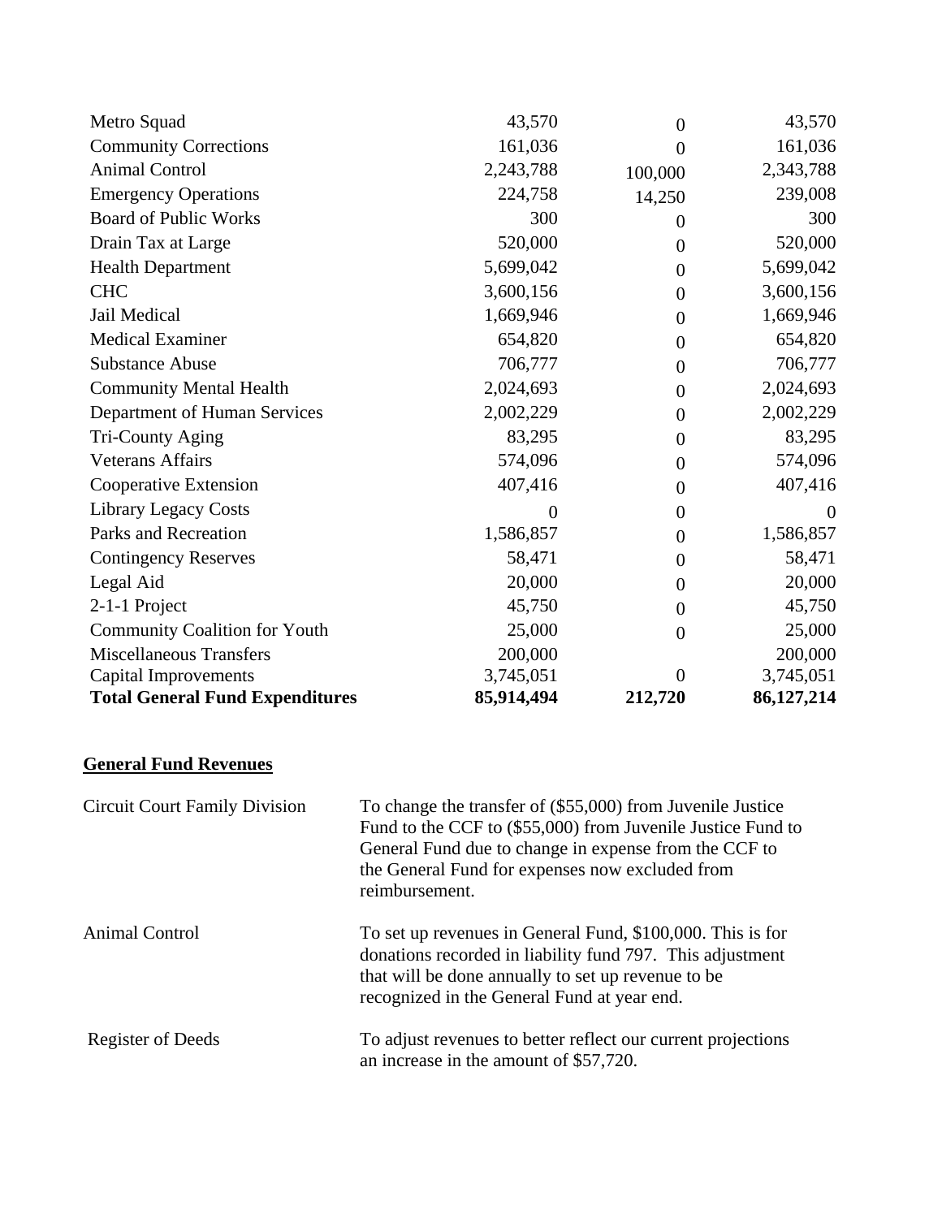| | | | |
|---|---|---|---|
| Metro Squad | 43,570 | 0 | 43,570 |
| Community Corrections | 161,036 | 0 | 161,036 |
| Animal Control | 2,243,788 | 100,000 | 2,343,788 |
| Emergency Operations | 224,758 | 14,250 | 239,008 |
| Board of Public Works | 300 | 0 | 300 |
| Drain Tax at Large | 520,000 | 0 | 520,000 |
| Health Department | 5,699,042 | 0 | 5,699,042 |
| CHC | 3,600,156 | 0 | 3,600,156 |
| Jail Medical | 1,669,946 | 0 | 1,669,946 |
| Medical Examiner | 654,820 | 0 | 654,820 |
| Substance Abuse | 706,777 | 0 | 706,777 |
| Community Mental Health | 2,024,693 | 0 | 2,024,693 |
| Department of Human Services | 2,002,229 | 0 | 2,002,229 |
| Tri-County Aging | 83,295 | 0 | 83,295 |
| Veterans Affairs | 574,096 | 0 | 574,096 |
| Cooperative Extension | 407,416 | 0 | 407,416 |
| Library Legacy Costs | 0 | 0 | 0 |
| Parks and Recreation | 1,586,857 | 0 | 1,586,857 |
| Contingency Reserves | 58,471 | 0 | 58,471 |
| Legal Aid | 20,000 | 0 | 20,000 |
| 2-1-1 Project | 45,750 | 0 | 45,750 |
| Community Coalition for Youth | 25,000 | 0 | 25,000 |
| Miscellaneous Transfers | 200,000 | | 200,000 |
| Capital Improvements | 3,745,051 | 0 | 3,745,051 |
| **Total General Fund Expenditures** | **85,914,494** | **212,720** | **86,127,214** |

## General Fund Revenues

| | |
|---|---|
| Circuit Court Family Division | To change the transfer of ($55,000) from Juvenile Justice Fund to the CCF to ($55,000) from Juvenile Justice Fund to General Fund due to change in expense from the CCF to the General Fund for expenses now excluded from reimbursement. |
| Animal Control | To set up revenues in General Fund, $100,000. This is for donations recorded in liability fund 797. This adjustment that will be done annually to set up revenue to be recognized in the General Fund at year end. |
| Register of Deeds | To adjust revenues to better reflect our current projections an increase in the amount of $57,720. |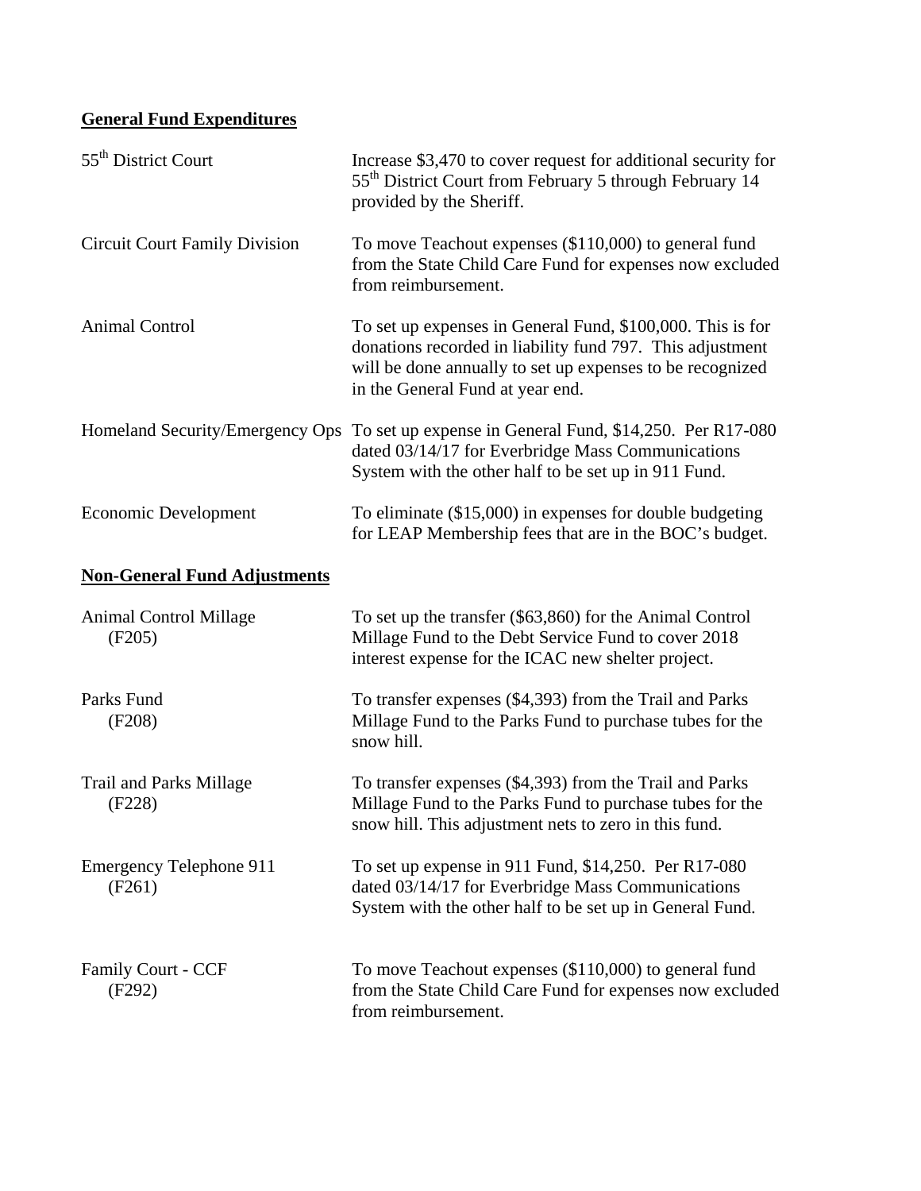**General Fund Expenditures**

| | |
|---|---|
| 55th District Court | Increase $3,470 to cover request for additional security for 55th District Court from February 5 through February 14 provided by the Sheriff. |
| Circuit Court Family Division | To move Teachout expenses ($110,000) to general fund from the State Child Care Fund for expenses now excluded from reimbursement. |
| Animal Control | To set up expenses in General Fund, $100,000. This is for donations recorded in liability fund 797. This adjustment will be done annually to set up expenses to be recognized in the General Fund at year end. |
| Homeland Security/Emergency Ops | To set up expense in General Fund, $14,250. Per R17-080 dated 03/14/17 for Everbridge Mass Communications System with the other half to be set up in 911 Fund. |
| Economic Development | To eliminate ($15,000) in expenses for double budgeting for LEAP Membership fees that are in the BOC's budget. |

**Non-General Fund Adjustments**

| | |
|---|---|
| Animal Control Millage (F205) | To set up the transfer ($63,860) for the Animal Control Millage Fund to the Debt Service Fund to cover 2018 interest expense for the ICAC new shelter project. |
| Parks Fund (F208) | To transfer expenses ($4,393) from the Trail and Parks Millage Fund to the Parks Fund to purchase tubes for the snow hill. |
| Trail and Parks Millage (F228) | To transfer expenses ($4,393) from the Trail and Parks Millage Fund to the Parks Fund to purchase tubes for the snow hill. This adjustment nets to zero in this fund. |
| Emergency Telephone 911 (F261) | To set up expense in 911 Fund, $14,250. Per R17-080 dated 03/14/17 for Everbridge Mass Communications System with the other half to be set up in General Fund. |
| Family Court - CCF (F292) | To move Teachout expenses ($110,000) to general fund from the State Child Care Fund for expenses now excluded from reimbursement. |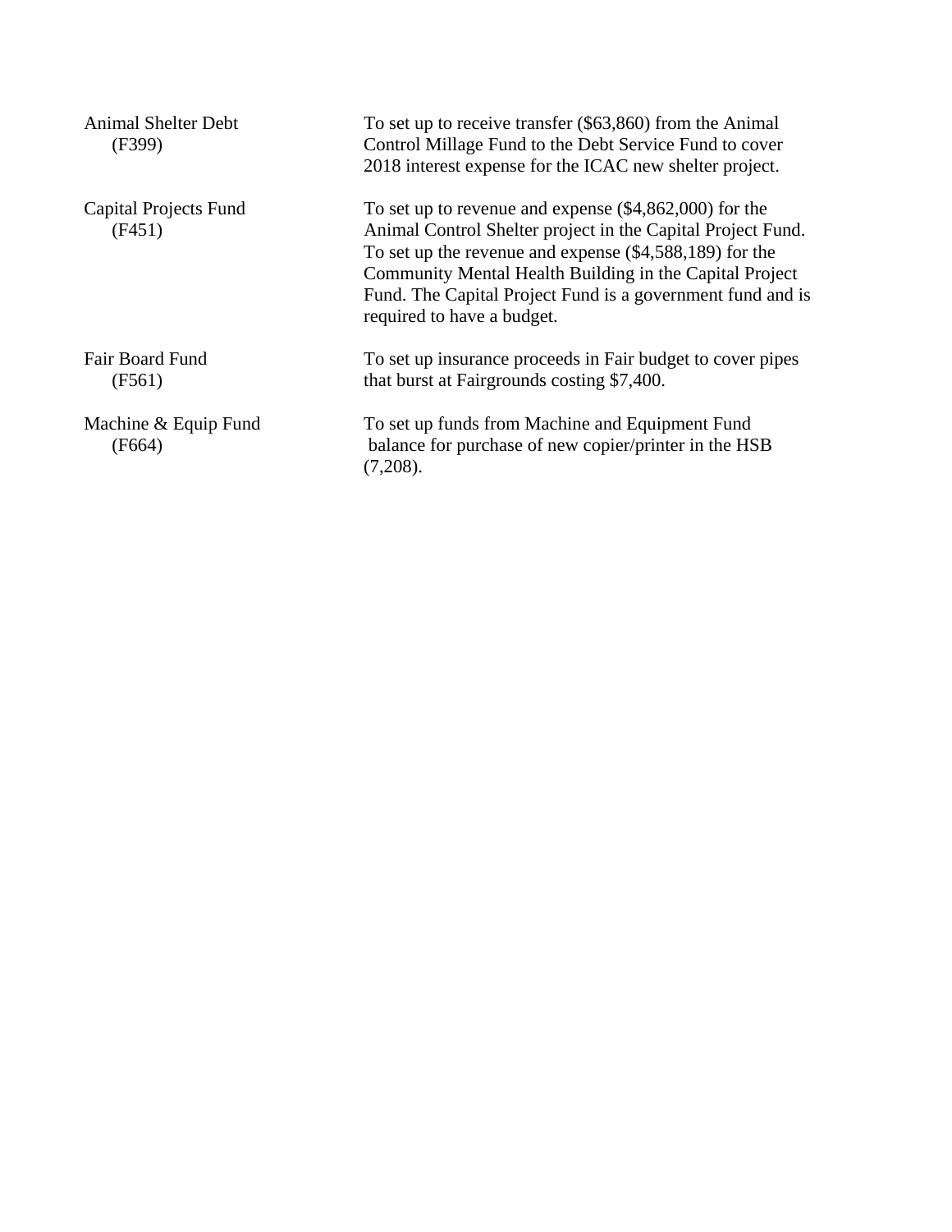| | |
|---|---|
| Animal Shelter Debt (F399) | To set up to receive transfer ($63,860) from the Animal Control Millage Fund to the Debt Service Fund to cover 2018 interest expense for the ICAC new shelter project. |
| Capital Projects Fund (F451) | To set up to revenue and expense ($4,862,000) for the Animal Control Shelter project in the Capital Project Fund. To set up the revenue and expense ($4,588,189) for the Community Mental Health Building in the Capital Project Fund. The Capital Project Fund is a government fund and is required to have a budget. |
| Fair Board Fund (F561) | To set up insurance proceeds in Fair budget to cover pipes that burst at Fairgrounds costing $7,400. |
| Machine & Equip Fund (F664) | To set up funds from Machine and Equipment Fund balance for purchase of new copier/printer in the HSB (7,208). |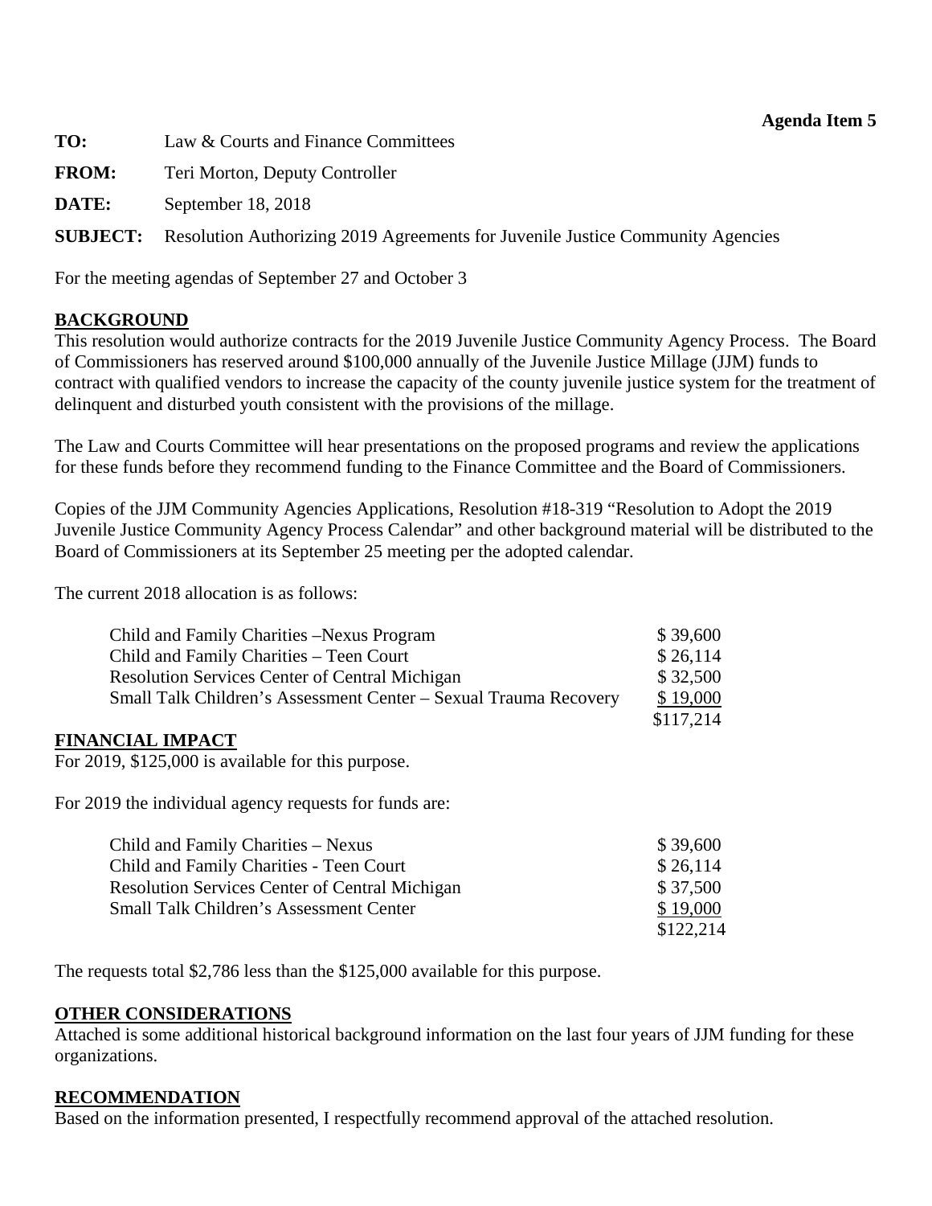**Agenda Item 5**

**TO:** Law & Courts and Finance Committees

**FROM:** Teri Morton, Deputy Controller

**DATE:** September 18, 2018

**SUBJECT:** Resolution Authorizing 2019 Agreements for Juvenile Justice Community Agencies

For the meeting agendas of September 27 and October 3

## BACKGROUND

This resolution would authorize contracts for the 2019 Juvenile Justice Community Agency Process. The Board of Commissioners has reserved around $100,000 annually of the Juvenile Justice Millage (JJM) funds to contract with qualified vendors to increase the capacity of the county juvenile justice system for the treatment of delinquent and disturbed youth consistent with the provisions of the millage.

The Law and Courts Committee will hear presentations on the proposed programs and review the applications for these funds before they recommend funding to the Finance Committee and the Board of Commissioners.

Copies of the JJM Community Agencies Applications, Resolution #18-319 "Resolution to Adopt the 2019 Juvenile Justice Community Agency Process Calendar" and other background material will be distributed to the Board of Commissioners at its September 25 meeting per the adopted calendar.

The current 2018 allocation is as follows:

| | |
|---|---|
| Child and Family Charities –Nexus Program | $ 39,600 |
| Child and Family Charities – Teen Court | $ 26,114 |
| Resolution Services Center of Central Michigan | $ 32,500 |
| Small Talk Children's Assessment Center – Sexual Trauma Recovery | $ 19,000 |
| | $117,214 |

## FINANCIAL IMPACT

For 2019, $125,000 is available for this purpose.

For 2019 the individual agency requests for funds are:

| | |
|---|---|
| Child and Family Charities – Nexus | $ 39,600 |
| Child and Family Charities - Teen Court | $ 26,114 |
| Resolution Services Center of Central Michigan | $ 37,500 |
| Small Talk Children's Assessment Center | $ 19,000 |
| | $122,214 |

The requests total $2,786 less than the $125,000 available for this purpose.

## OTHER CONSIDERATIONS

Attached is some additional historical background information on the last four years of JJM funding for these organizations.

## RECOMMENDATION

Based on the information presented, I respectfully recommend approval of the attached resolution.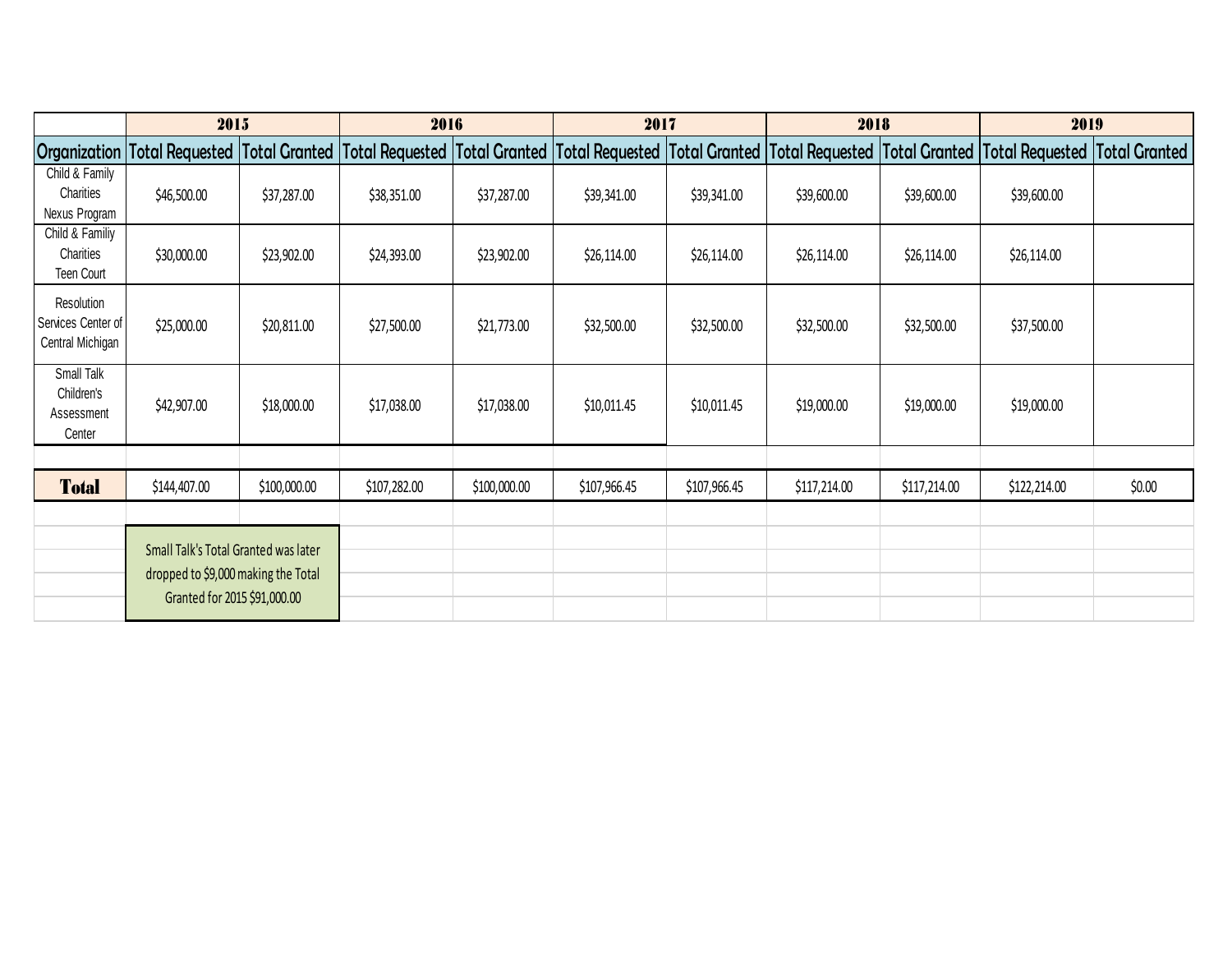| | 2015 | | 2016 | | 2017 | | 2018 | | 2019 | |
|---|---|---|---|---|---|---|---|---|---|---|
| Organization | Total Requested | Total Granted | Total Requested | Total Granted | Total Requested | Total Granted | Total Requested | Total Granted | Total Requested | Total Granted |
| Child & Family Charities Nexus Program | $46,500.00 | $37,287.00 | $38,351.00 | $37,287.00 | $39,341.00 | $39,341.00 | $39,600.00 | $39,600.00 | $39,600.00 | |
| Child & Familiy Charities Teen Court | $30,000.00 | $23,902.00 | $24,393.00 | $23,902.00 | $26,114.00 | $26,114.00 | $26,114.00 | $26,114.00 | $26,114.00 | |
| Resolution Services Center of Central Michigan | $25,000.00 | $20,811.00 | $27,500.00 | $21,773.00 | $32,500.00 | $32,500.00 | $32,500.00 | $32,500.00 | $37,500.00 | |
| Small Talk Children's Assessment Center | $42,907.00 | $18,000.00 | $17,038.00 | $17,038.00 | $10,011.45 | $10,011.45 | $19,000.00 | $19,000.00 | $19,000.00 | |
| **Total** | $144,407.00 | $100,000.00 | $107,282.00 | $100,000.00 | $107,966.45 | $107,966.45 | $117,214.00 | $117,214.00 | $122,214.00 | $0.00 |

Small Talk's Total Granted was later dropped to $9,000 making the Total Granted for 2015 $91,000.00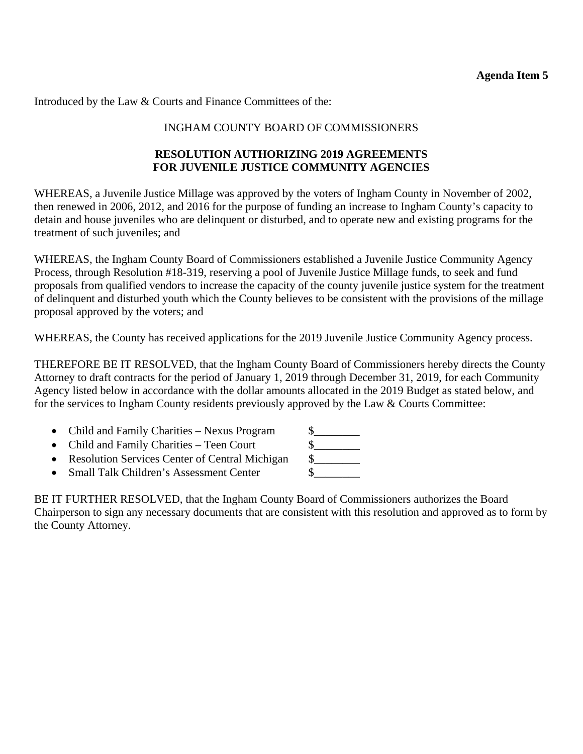**Agenda Item 5**

Introduced by the Law & Courts and Finance Committees of the:

INGHAM COUNTY BOARD OF COMMISSIONERS

**RESOLUTION AUTHORIZING 2019 AGREEMENTS FOR JUVENILE JUSTICE COMMUNITY AGENCIES**

WHEREAS, a Juvenile Justice Millage was approved by the voters of Ingham County in November of 2002, then renewed in 2006, 2012, and 2016 for the purpose of funding an increase to Ingham County's capacity to detain and house juveniles who are delinquent or disturbed, and to operate new and existing programs for the treatment of such juveniles; and

WHEREAS, the Ingham County Board of Commissioners established a Juvenile Justice Community Agency Process, through Resolution #18-319, reserving a pool of Juvenile Justice Millage funds, to seek and fund proposals from qualified vendors to increase the capacity of the county juvenile justice system for the treatment of delinquent and disturbed youth which the County believes to be consistent with the provisions of the millage proposal approved by the voters; and

WHEREAS, the County has received applications for the 2019 Juvenile Justice Community Agency process.

THEREFORE BE IT RESOLVED, that the Ingham County Board of Commissioners hereby directs the County Attorney to draft contracts for the period of January 1, 2019 through December 31, 2019, for each Community Agency listed below in accordance with the dollar amounts allocated in the 2019 Budget as stated below, and for the services to Ingham County residents previously approved by the Law & Courts Committee:

- Child and Family Charities – Nexus Program $________
- Child and Family Charities – Teen Court $________
- Resolution Services Center of Central Michigan $________
- Small Talk Children's Assessment Center $________

BE IT FURTHER RESOLVED, that the Ingham County Board of Commissioners authorizes the Board Chairperson to sign any necessary documents that are consistent with this resolution and approved as to form by the County Attorney.